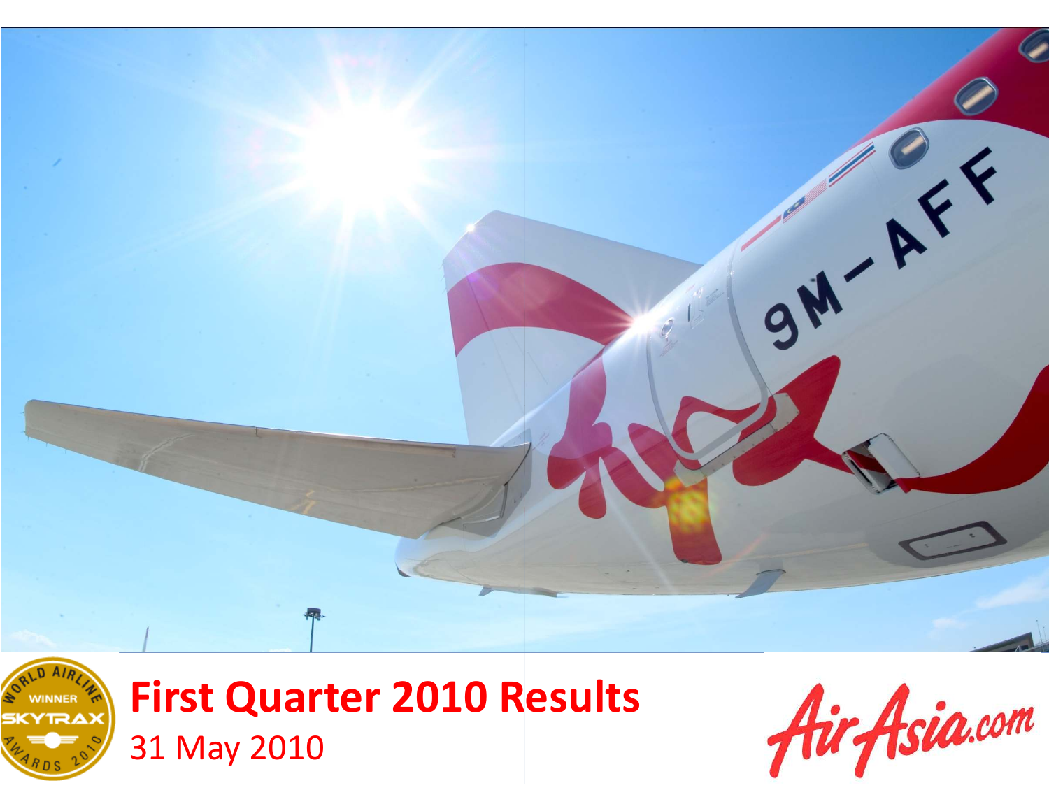# First Quarter 2010 Results

31 May 2010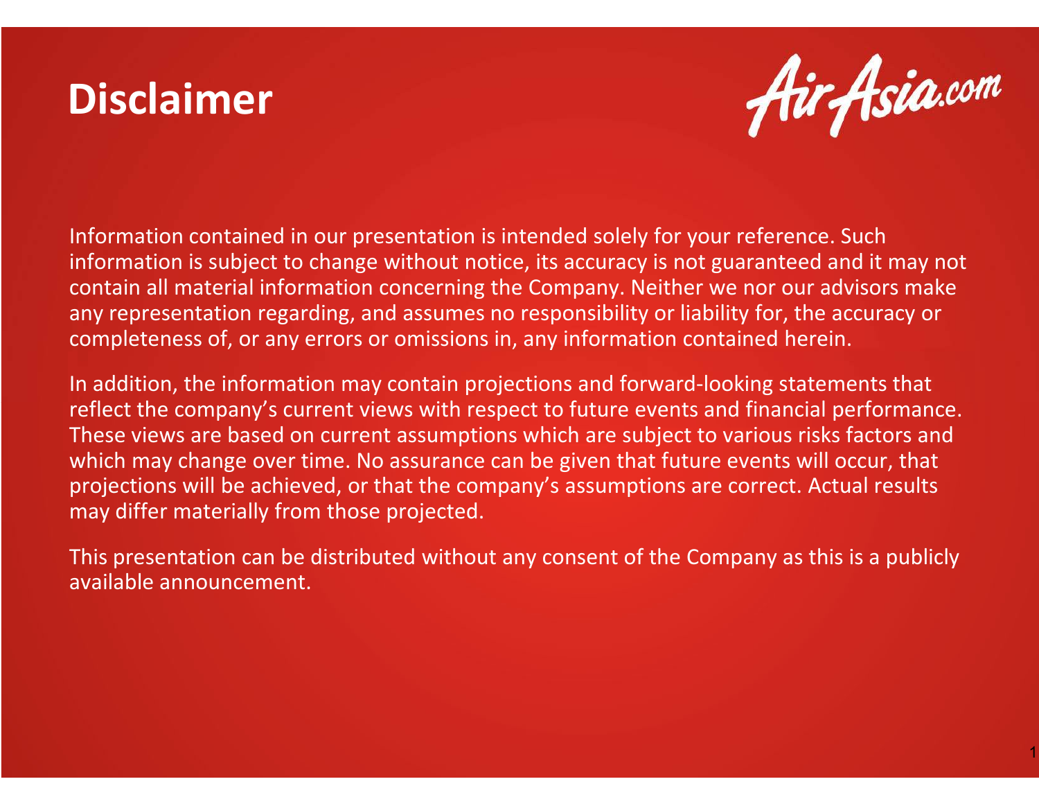# Disclaimer

Information contained in our presentation is intended solely for your reference. Such information is subject to change without notice, its accuracy is not guaranteed and it may not contain all material information concerning the Company. Neither we nor our advisors make any representation regarding, and assumes no responsibility or liability for, the accuracy or completeness of, or any errors or omissions in, any information contained herein.

In addition, the information may contain projections and forward-looking statements that reflect the company's current views with respect to future events and financial performance. These views are based on current assumptions which are subject to various risks factors and which may change over time. No assurance can be given that future events will occur, that projections will be achieved, or that the company's assumptions are correct. Actual results may differ materially from those projected.

This presentation can be distributed without any consent of the Company as this is a publicly available announcement.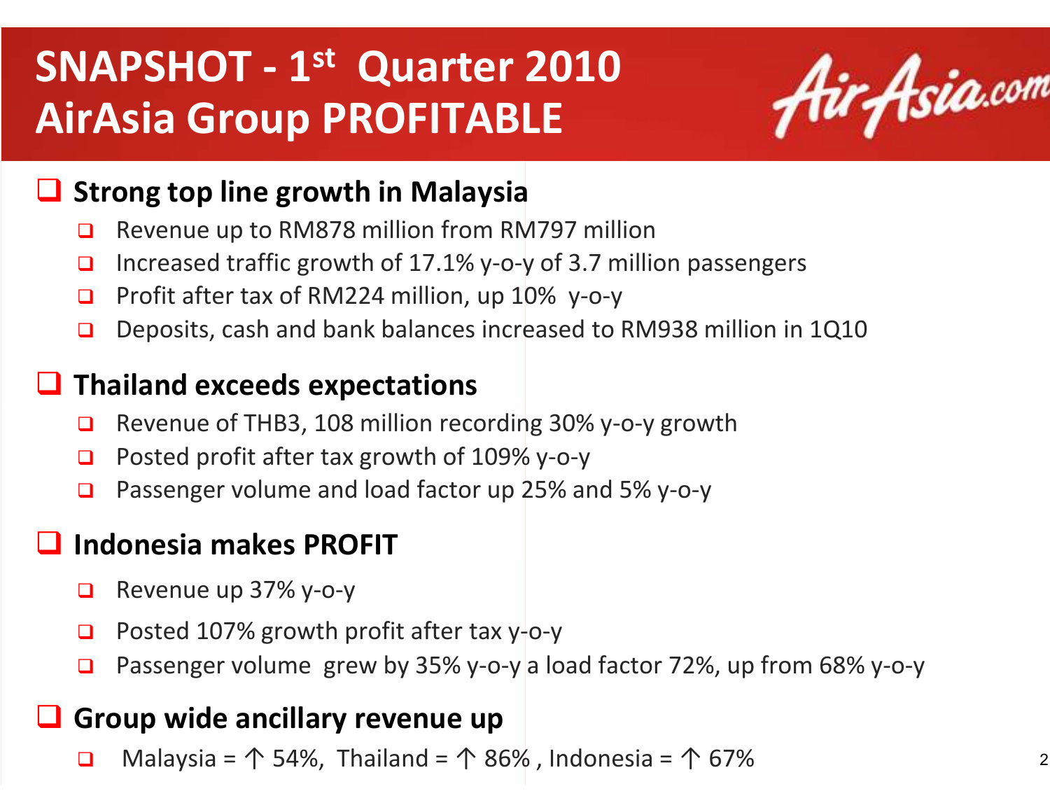# SNAPSHOT - 1st Quarter 2010 AirAsia Group PROFITABLE

AirAsia.com

## Strong top line growth in Malaysia

- Revenue up to RM878 million from RM797 million
- Increased traffic growth of 17.1% y-o-y of 3.7 million passengers
- Profit after tax of RM224 million, up 10% y-o-y
- Deposits, cash and bank balances increased to RM938 million in 1Q10

## Thailand exceeds expectations

- Revenue of THB3, 108 million recording 30% y-o-y growth
- Posted profit after tax growth of 109% y-o-y
- Passenger volume and load factor up 25% and 5% y-o-y

## Indonesia makes PROFIT

- Revenue up 37% y-o-y
- Posted 107% growth profit after tax y-o-y
- Passenger volume grew by 35% y-o-y a load factor 72%, up from 68% y-o-y

## Group wide ancillary revenue up

- Malaysia = ↑ 54%, Thailand = ↑ 86% , Indonesia = ↑ 67%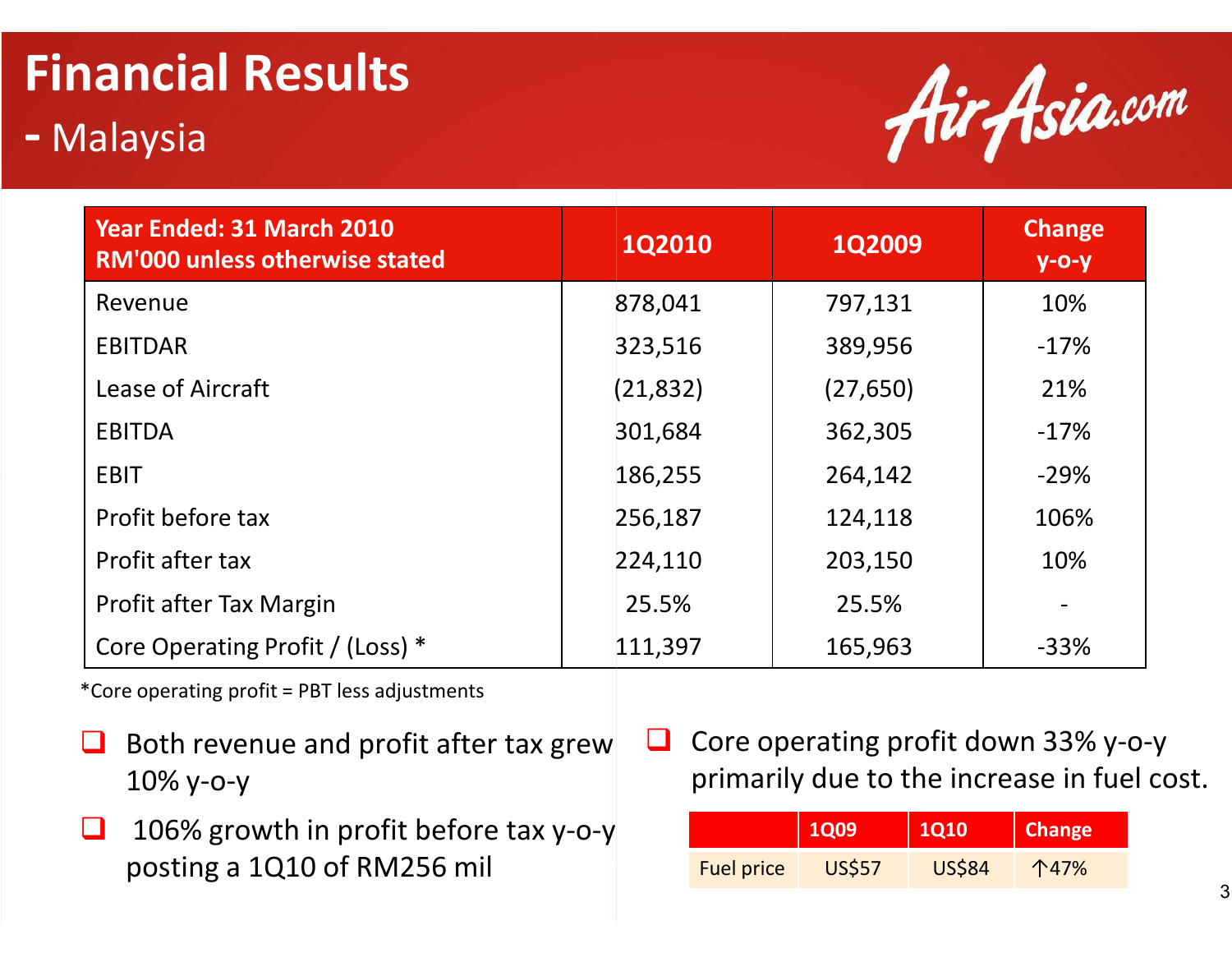# Financial Results

## - Malaysia

| Year Ended: 31 March 2010<br>RM'000 unless otherwise stated | 1Q2010 | 1Q2009 | Change y-o-y |
|---|---|---|---|
| Revenue | 878,041 | 797,131 | 10% |
| EBITDAR | 323,516 | 389,956 | -17% |
| Lease of Aircraft | (21,832) | (27,650) | 21% |
| EBITDA | 301,684 | 362,305 | -17% |
| EBIT | 186,255 | 264,142 | -29% |
| Profit before tax | 256,187 | 124,118 | 106% |
| Profit after tax | 224,110 | 203,150 | 10% |
| Profit after Tax Margin | 25.5% | 25.5% | - |
| Core Operating Profit / (Loss) * | 111,397 | 165,963 | -33% |

*Core operating profit = PBT less adjustments

- Both revenue and profit after tax grew 10% y-o-y
- 106% growth in profit before tax y-o-y posting a 1Q10 of RM256 mil
- Core operating profit down 33% y-o-y primarily due to the increase in fuel cost.

| | 1Q09 | 1Q10 | Change |
|---|---|---|---|
| Fuel price | US$57 | US$84 | ↑47% |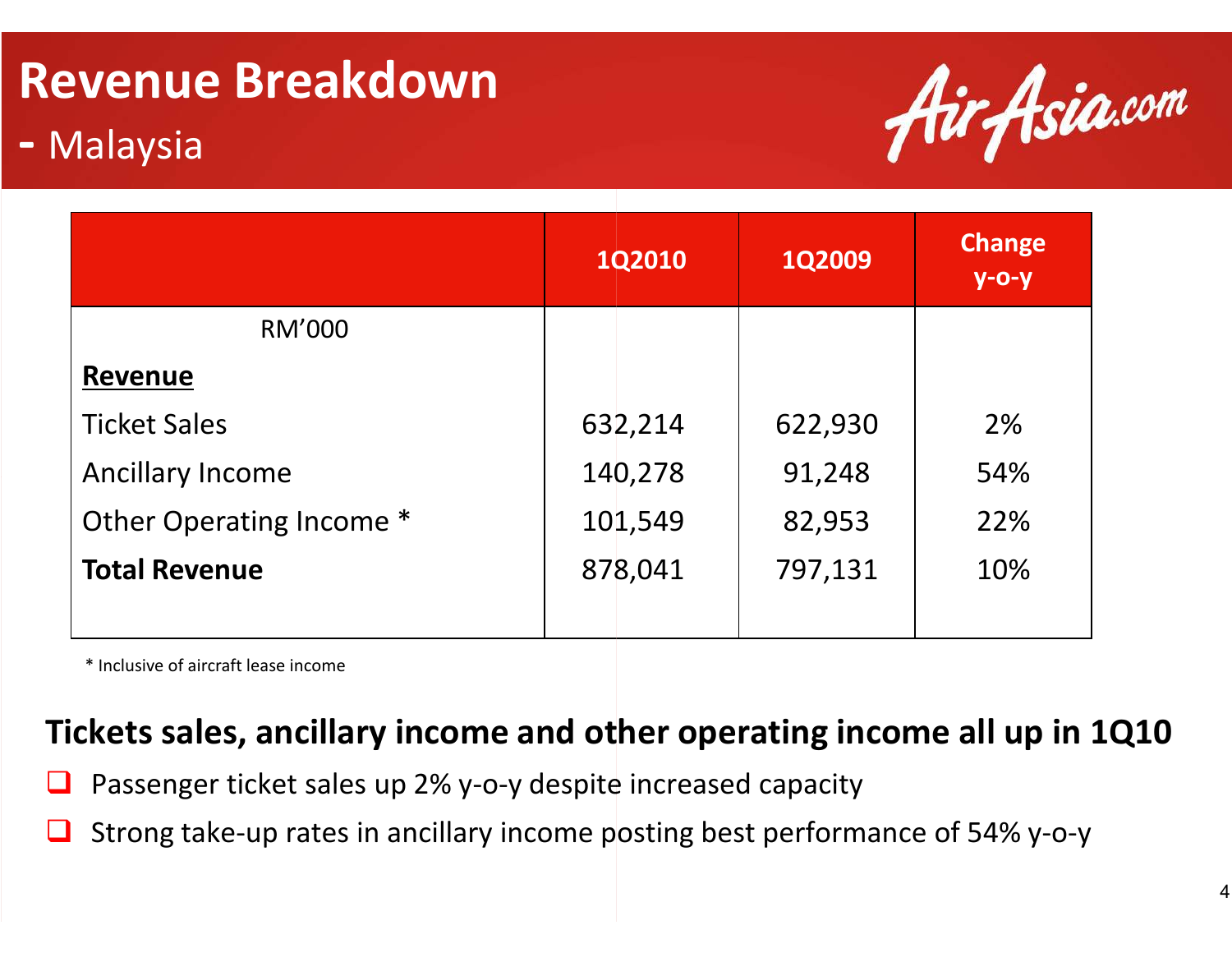# Revenue Breakdown

## - Malaysia

AirAsia.com

| | 1Q2010 | 1Q2009 | Change y-o-y |
|---|---|---|---|
| RM'000 | | | |
| **Revenue** | | | |
| Ticket Sales | 632,214 | 622,930 | 2% |
| Ancillary Income | 140,278 | 91,248 | 54% |
| Other Operating Income * | 101,549 | 82,953 | 22% |
| **Total Revenue** | 878,041 | 797,131 | 10% |

* Inclusive of aircraft lease income

**Tickets sales, ancillary income and other operating income all up in 1Q10**

- Passenger ticket sales up 2% y-o-y despite increased capacity
- Strong take-up rates in ancillary income posting best performance of 54% y-o-y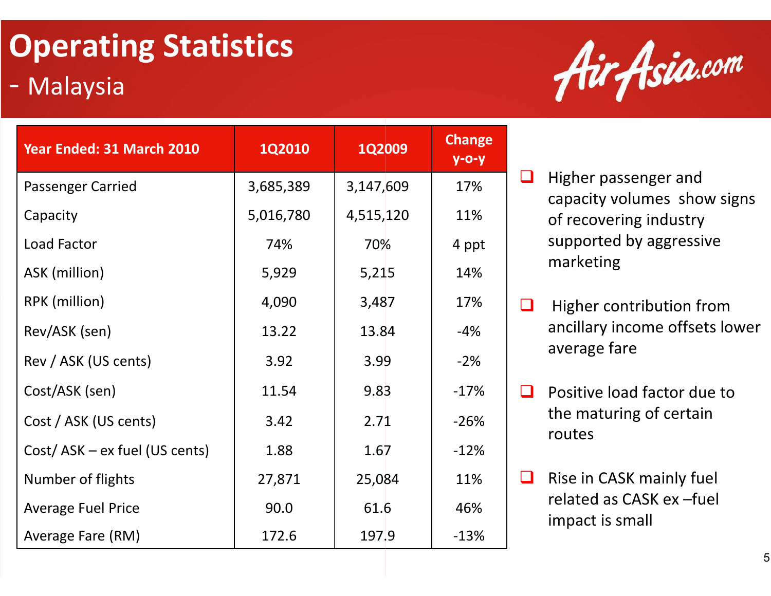# Operating Statistics

## - Malaysia

AirAsia.com

| Year Ended: 31 March 2010 | 1Q2010 | 1Q2009 | Change y-o-y |
|---|---|---|---|
| Passenger Carried | 3,685,389 | 3,147,609 | 17% |
| Capacity | 5,016,780 | 4,515,120 | 11% |
| Load Factor | 74% | 70% | 4 ppt |
| ASK (million) | 5,929 | 5,215 | 14% |
| RPK (million) | 4,090 | 3,487 | 17% |
| Rev/ASK (sen) | 13.22 | 13.84 | -4% |
| Rev / ASK (US cents) | 3.92 | 3.99 | -2% |
| Cost/ASK (sen) | 11.54 | 9.83 | -17% |
| Cost / ASK (US cents) | 3.42 | 2.71 | -26% |
| Cost/ ASK – ex fuel (US cents) | 1.88 | 1.67 | -12% |
| Number of flights | 27,871 | 25,084 | 11% |
| Average Fuel Price | 90.0 | 61.6 | 46% |
| Average Fare (RM) | 172.6 | 197.9 | -13% |

- Higher passenger and capacity volumes show signs of recovering industry supported by aggressive marketing
- Higher contribution from ancillary income offsets lower average fare
- Positive load factor due to the maturing of certain routes
- Rise in CASK mainly fuel related as CASK ex –fuel impact is small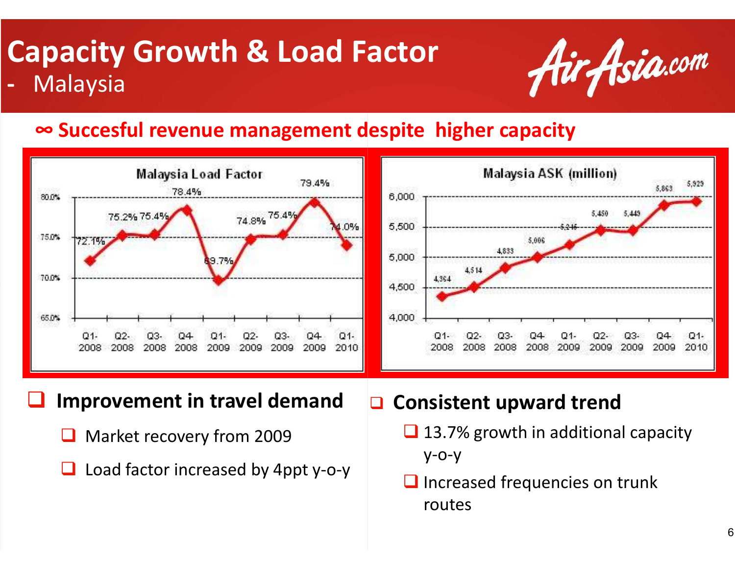# Capacity Growth & Load Factor
## - Malaysia

∞ **Succesful revenue management despite higher capacity**

**Malaysia Load Factor**

| Quarter | Q1-2008 | Q2-2008 | Q3-2008 | Q4-2008 | Q1-2009 | Q2-2009 | Q3-2009 | Q4-2009 | Q1-2010 |
|---|---|---|---|---|---|---|---|---|---|
| Load Factor | 72.1% | 75.2% | 75.4% | 78.4% | 69.7% | 74.8% | 75.4% | 79.4% | 74.0% |

**Malaysia ASK (million)**

| Quarter | Q1-2008 | Q2-2008 | Q3-2008 | Q4-2008 | Q1-2009 | Q2-2009 | Q3-2009 | Q4-2009 | Q1-2010 |
|---|---|---|---|---|---|---|---|---|---|
| ASK | 4,364 | 4,514 | 4,833 | 5,006 | 5,246 | 5,450 | 5,449 | 5,863 | 5,929 |

- **Improvement in travel demand**
  - Market recovery from 2009
  - Load factor increased by 4ppt y-o-y

- **Consistent upward trend**
  - 13.7% growth in additional capacity y-o-y
  - Increased frequencies on trunk routes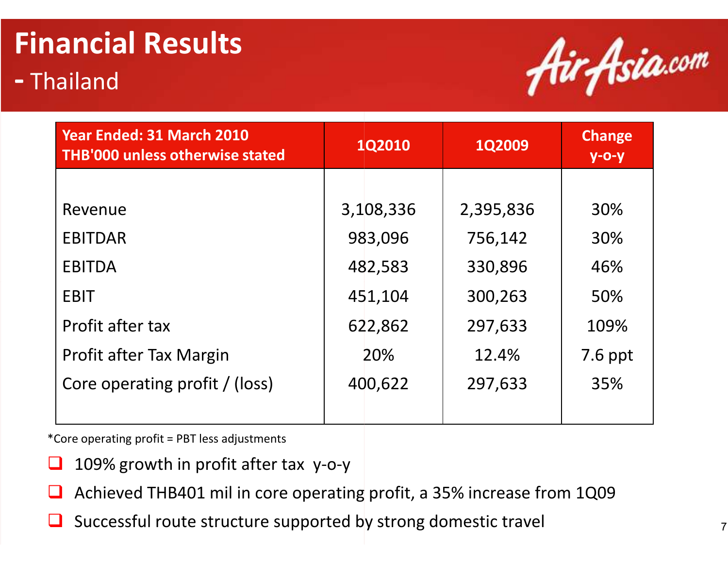# Financial Results

## - Thailand

| Year Ended: 31 March 2010<br>THB'000 unless otherwise stated | 1Q2010 | 1Q2009 | Change y-o-y |
|---|---|---|---|
| Revenue | 3,108,336 | 2,395,836 | 30% |
| EBITDAR | 983,096 | 756,142 | 30% |
| EBITDA | 482,583 | 330,896 | 46% |
| EBIT | 451,104 | 300,263 | 50% |
| Profit after tax | 622,862 | 297,633 | 109% |
| Profit after Tax Margin | 20% | 12.4% | 7.6 ppt |
| Core operating profit / (loss) | 400,622 | 297,633 | 35% |

*Core operating profit = PBT less adjustments

- 109% growth in profit after tax y-o-y
- Achieved THB401 mil in core operating profit, a 35% increase from 1Q09
- Successful route structure supported by strong domestic travel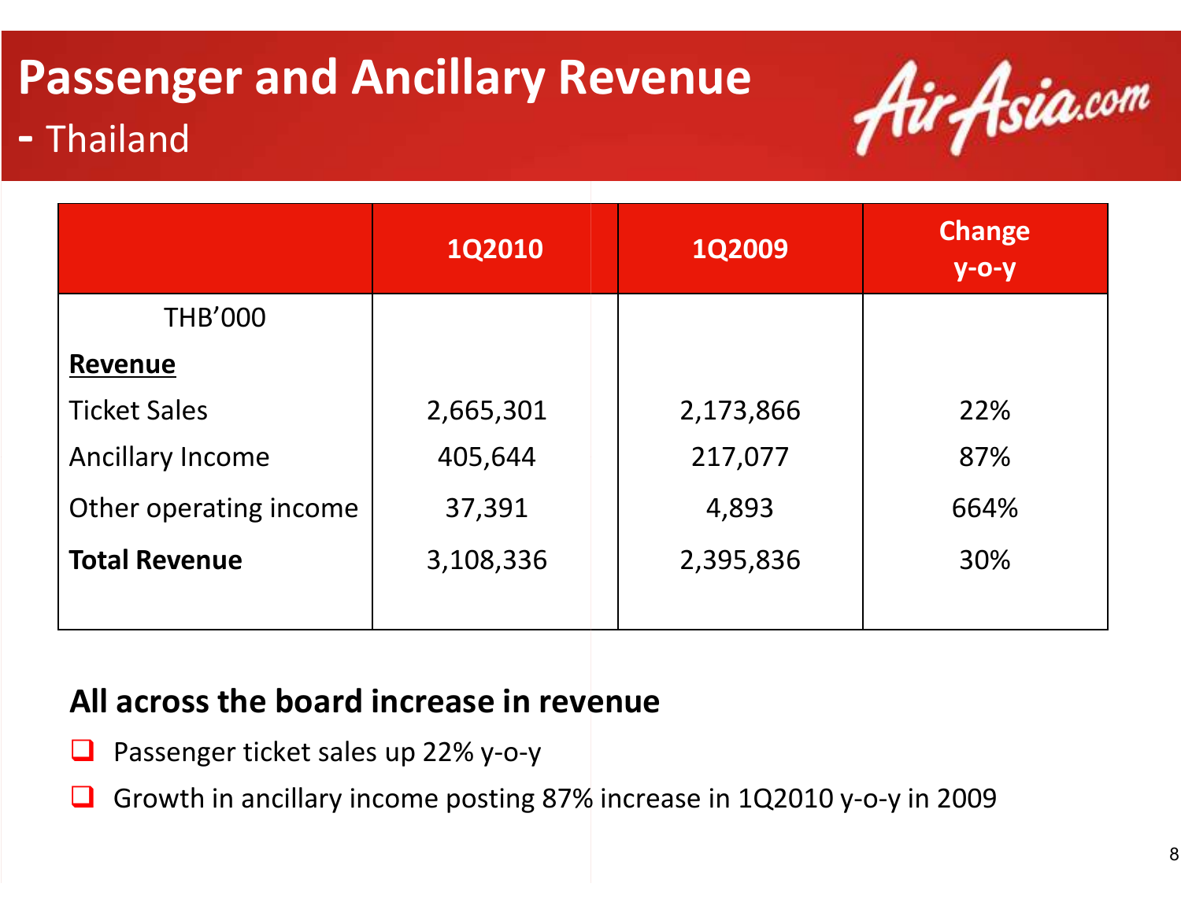# Passenger and Ancillary Revenue

## - Thailand

|  | 1Q2010 | 1Q2009 | Change y-o-y |
|---|---|---|---|
| THB'000 |  |  |  |
| **Revenue** |  |  |  |
| Ticket Sales | 2,665,301 | 2,173,866 | 22% |
| Ancillary Income | 405,644 | 217,077 | 87% |
| Other operating income | 37,391 | 4,893 | 664% |
| **Total Revenue** | 3,108,336 | 2,395,836 | 30% |

### All across the board increase in revenue

- Passenger ticket sales up 22% y-o-y
- Growth in ancillary income posting 87% increase in 1Q2010 y-o-y in 2009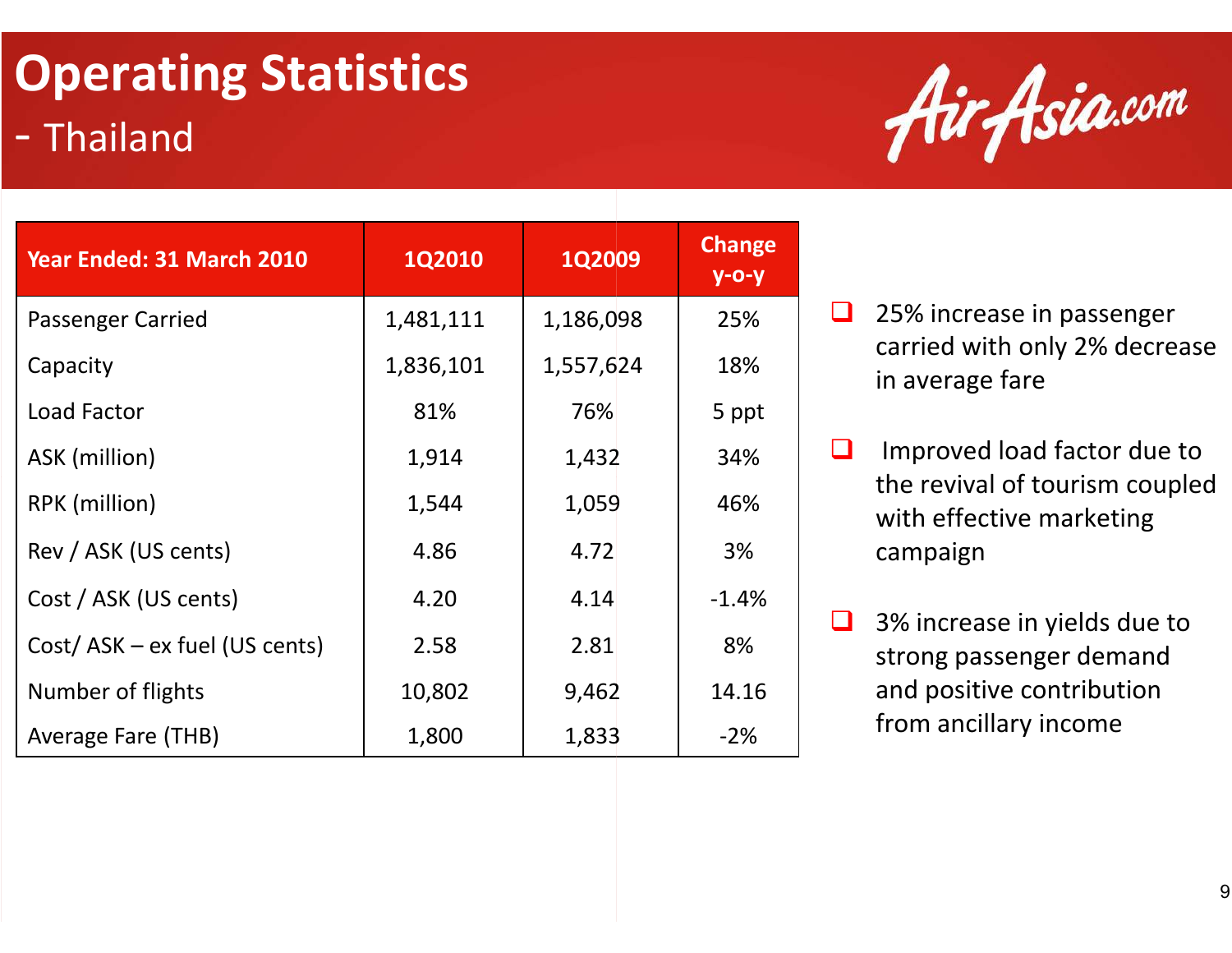# Operating Statistics

## - Thailand

AirAsia.com

| Year Ended: 31 March 2010 | 1Q2010 | 1Q2009 | Change y-o-y |
|---|---|---|---|
| Passenger Carried | 1,481,111 | 1,186,098 | 25% |
| Capacity | 1,836,101 | 1,557,624 | 18% |
| Load Factor | 81% | 76% | 5 ppt |
| ASK (million) | 1,914 | 1,432 | 34% |
| RPK (million) | 1,544 | 1,059 | 46% |
| Rev / ASK (US cents) | 4.86 | 4.72 | 3% |
| Cost / ASK (US cents) | 4.20 | 4.14 | -1.4% |
| Cost/ ASK – ex fuel (US cents) | 2.58 | 2.81 | 8% |
| Number of flights | 10,802 | 9,462 | 14.16 |
| Average Fare (THB) | 1,800 | 1,833 | -2% |

- 25% increase in passenger carried with only 2% decrease in average fare
- Improved load factor due to the revival of tourism coupled with effective marketing campaign
- 3% increase in yields due to strong passenger demand and positive contribution from ancillary income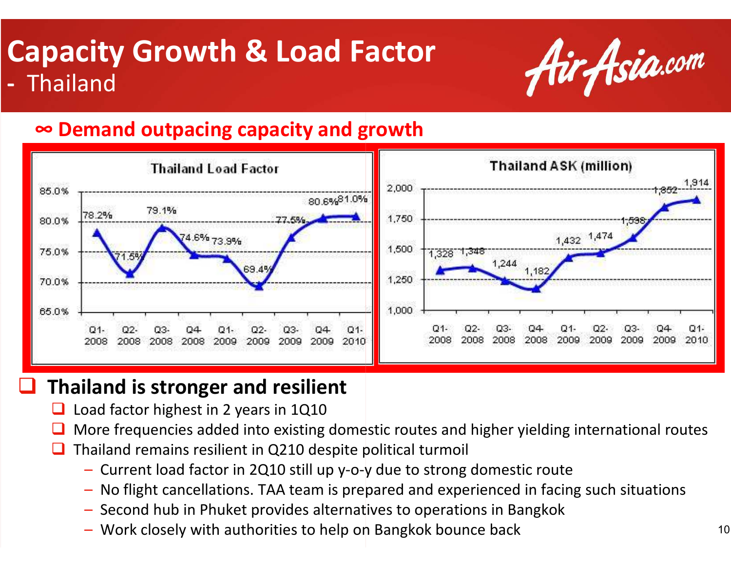# Capacity Growth & Load Factor
## - Thailand

**∞ Demand outpacing capacity and growth**

**Thailand Load Factor**

| Q1-2008 | Q2-2008 | Q3-2008 | Q4 2008 | Q1-2009 | Q2-2009 | Q3-2009 | Q4 2009 | Q1-2010 |
|---|---|---|---|---|---|---|---|---|
| 78.2% | 71.5% | 79.1% | 74.6% | 73.9% | 69.4% | 77.5% | 80.6% | 81.0% |

**Thailand ASK (million)**

| Q1-2008 | Q2-2008 | Q3-2008 | Q4 2008 | Q1-2009 | Q2-2009 | Q3-2009 | Q4 2009 | Q1-2010 |
|---|---|---|---|---|---|---|---|---|
| 1,328 | 1,348 | 1,244 | 1,182 | 1,432 | 1,474 | 1,598 | 1,852 | 1,914 |

- **Thailand is stronger and resilient**
  - Load factor highest in 2 years in 1Q10
  - More frequencies added into existing domestic routes and higher yielding international routes
  - Thailand remains resilient in Q210 despite political turmoil
    - Current load factor in 2Q10 still up y-o-y due to strong domestic route
    - No flight cancellations. TAA team is prepared and experienced in facing such situations
    - Second hub in Phuket provides alternatives to operations in Bangkok
    - Work closely with authorities to help on Bangkok bounce back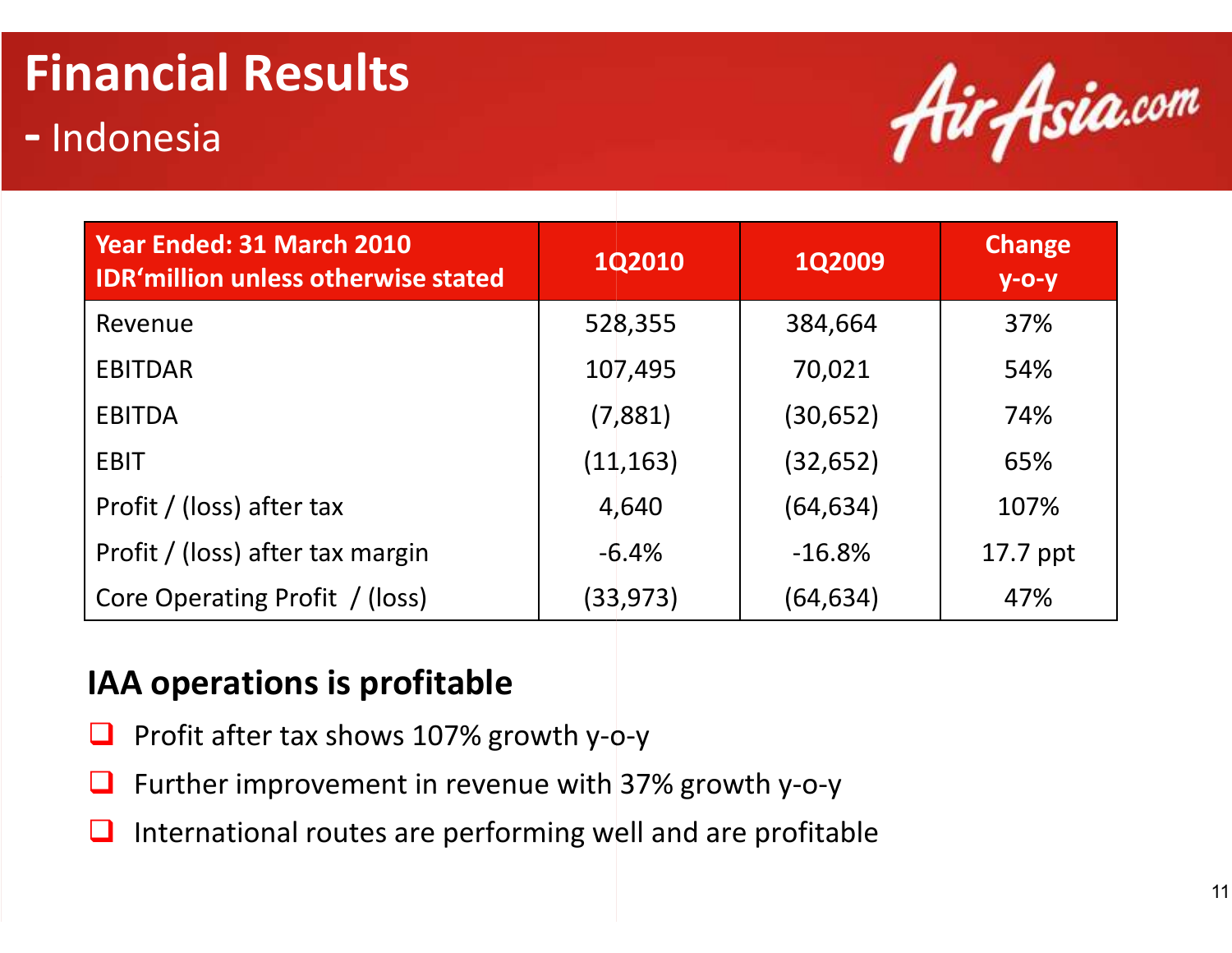# Financial Results

## - Indonesia

AirAsia.com

| Year Ended: 31 March 2010<br>IDR'million unless otherwise stated | 1Q2010 | 1Q2009 | Change y-o-y |
|---|---|---|---|
| Revenue | 528,355 | 384,664 | 37% |
| EBITDAR | 107,495 | 70,021 | 54% |
| EBITDA | (7,881) | (30,652) | 74% |
| EBIT | (11,163) | (32,652) | 65% |
| Profit / (loss) after tax | 4,640 | (64,634) | 107% |
| Profit / (loss) after tax margin | -6.4% | -16.8% | 17.7 ppt |
| Core Operating Profit / (loss) | (33,973) | (64,634) | 47% |

**IAA operations is profitable**

- Profit after tax shows 107% growth y-o-y
- Further improvement in revenue with 37% growth y-o-y
- International routes are performing well and are profitable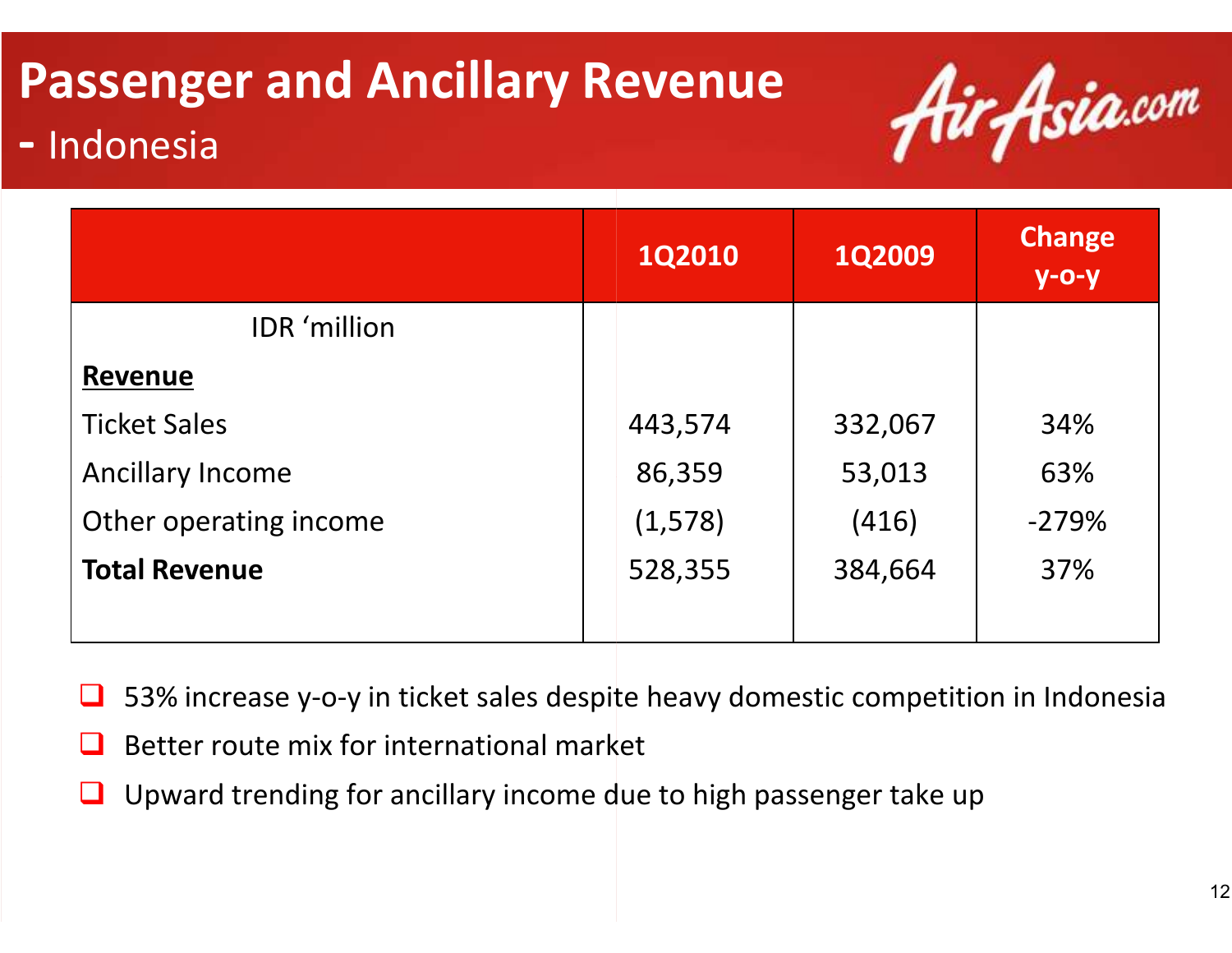# Passenger and Ancillary Revenue

## - Indonesia

| | 1Q2010 | 1Q2009 | Change y-o-y |
|---|---|---|---|
| IDR 'million | | | |
| **Revenue** | | | |
| Ticket Sales | 443,574 | 332,067 | 34% |
| Ancillary Income | 86,359 | 53,013 | 63% |
| Other operating income | (1,578) | (416) | -279% |
| **Total Revenue** | 528,355 | 384,664 | 37% |

- 53% increase y-o-y in ticket sales despite heavy domestic competition in Indonesia
- Better route mix for international market
- Upward trending for ancillary income due to high passenger take up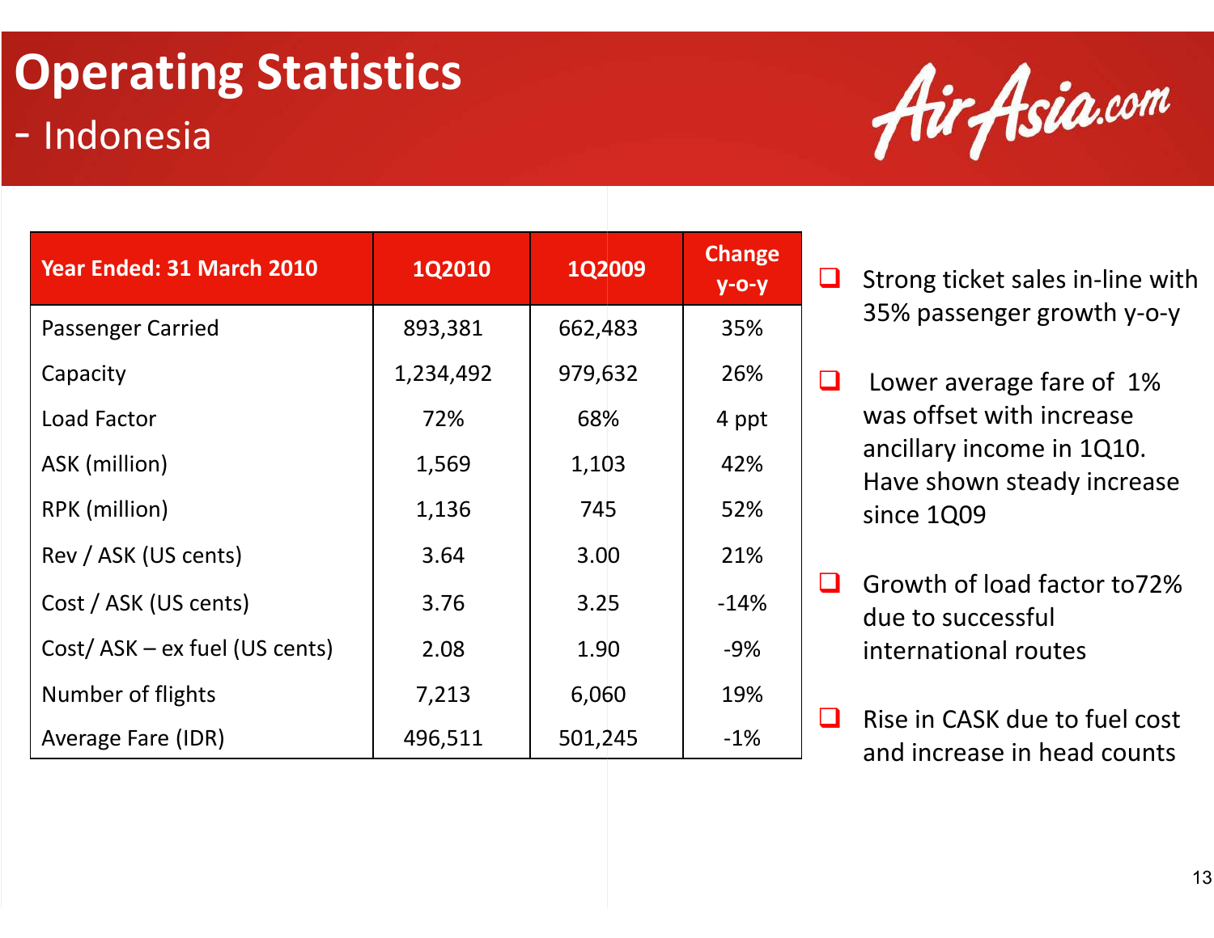# Operating Statistics

## - Indonesia

| Year Ended: 31 March 2010 | 1Q2010 | 1Q2009 | Change y-o-y |
|---|---|---|---|
| Passenger Carried | 893,381 | 662,483 | 35% |
| Capacity | 1,234,492 | 979,632 | 26% |
| Load Factor | 72% | 68% | 4 ppt |
| ASK (million) | 1,569 | 1,103 | 42% |
| RPK (million) | 1,136 | 745 | 52% |
| Rev / ASK (US cents) | 3.64 | 3.00 | 21% |
| Cost / ASK (US cents) | 3.76 | 3.25 | -14% |
| Cost/ ASK – ex fuel (US cents) | 2.08 | 1.90 | -9% |
| Number of flights | 7,213 | 6,060 | 19% |
| Average Fare (IDR) | 496,511 | 501,245 | -1% |

- Strong ticket sales in-line with 35% passenger growth y-o-y
- Lower average fare of 1% was offset with increase ancillary income in 1Q10. Have shown steady increase since 1Q09
- Growth of load factor to72% due to successful international routes
- Rise in CASK due to fuel cost and increase in head counts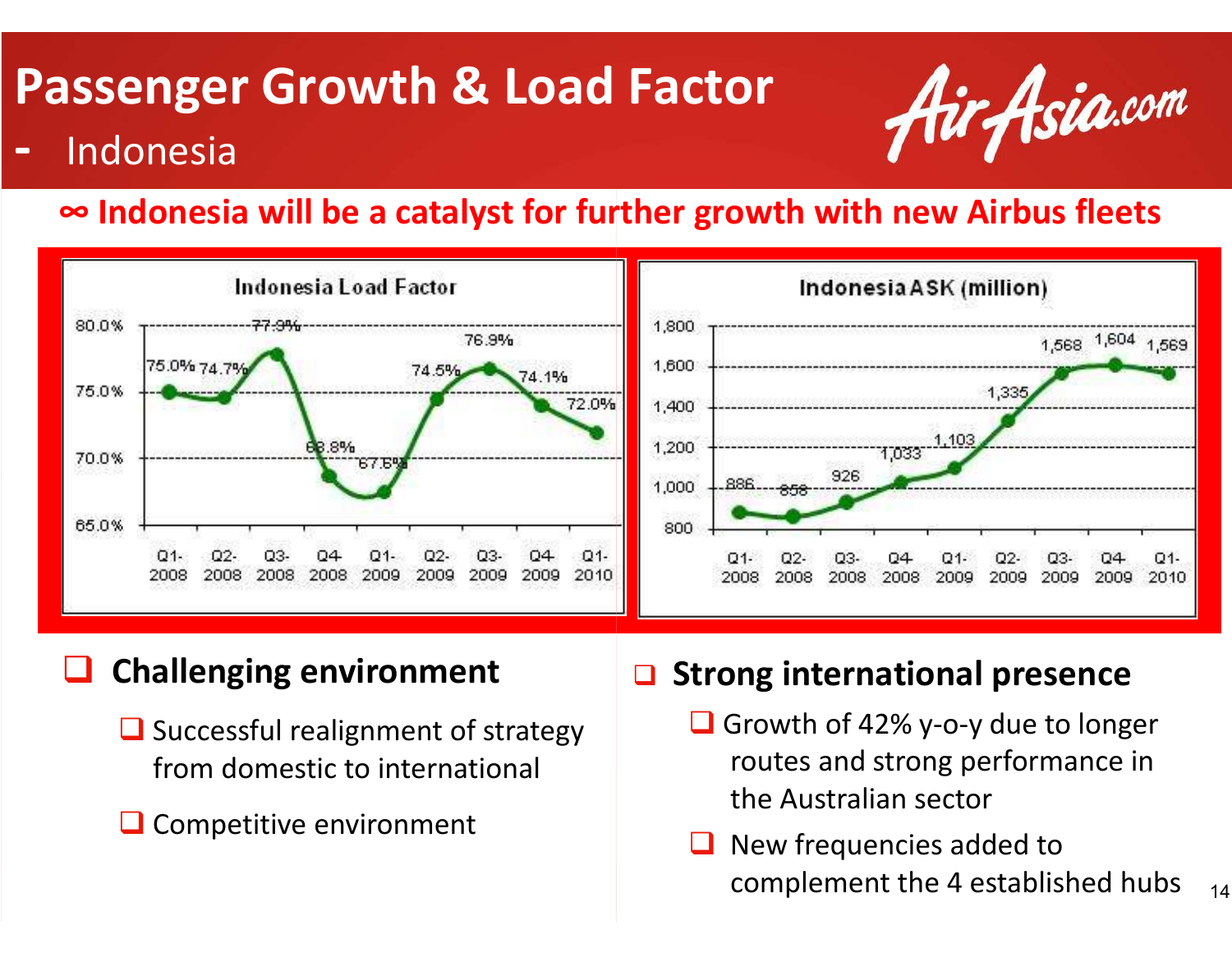# Passenger Growth & Load Factor

## - Indonesia

**∞ Indonesia will be a catalyst for further growth with new Airbus fleets**

**Indonesia Load Factor**

| Q1-2008 | Q2-2008 | Q3-2008 | Q4-2008 | Q1-2009 | Q2-2009 | Q3-2009 | Q4-2009 | Q1-2010 |
|---|---|---|---|---|---|---|---|---|
| 75.0% | 74.7% | 77.9% | 68.8% | 67.6% | 74.5% | 76.9% | 74.1% | 72.0% |

**Indonesia ASK (million)**

| Q1-2008 | Q2-2008 | Q3-2008 | Q4-2008 | Q1-2009 | Q2-2009 | Q3-2009 | Q4-2009 | Q1-2010 |
|---|---|---|---|---|---|---|---|---|
| 886 | 858 | 926 | 1,033 | 1,103 | 1,335 | 1,568 | 1,604 | 1,569 |

- **Challenging environment**
  - Successful realignment of strategy from domestic to international
  - Competitive environment

- **Strong international presence**
  - Growth of 42% y-o-y due to longer routes and strong performance in the Australian sector
  - New frequencies added to complement the 4 established hubs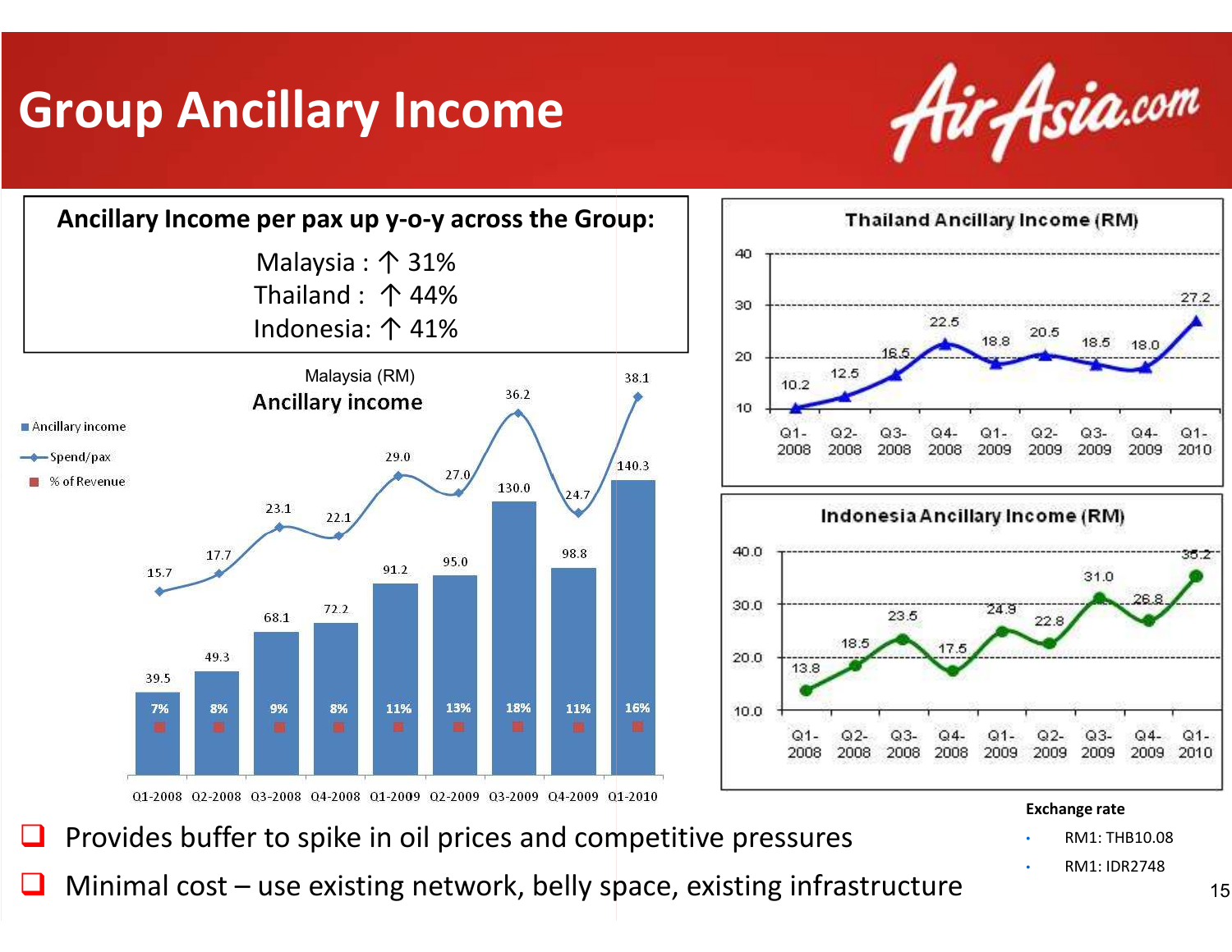# Group Ancillary Income

**Ancillary Income per pax up y-o-y across the Group:**

Malaysia : ↑ 31%
Thailand : ↑ 44%
Indonesia: ↑ 41%

**Malaysia (RM) Ancillary income**

| Quarter | Ancillary income | Spend/pax | % of Revenue |
|---|---|---|---|
| Q1-2008 | 39.5 | 15.7 | 7% |
| Q2-2008 | 49.3 | 17.7 | 8% |
| Q3-2008 | 68.1 | 23.1 | 9% |
| Q4-2008 | 72.2 | 22.1 | 8% |
| Q1-2009 | 91.2 | 29.0 | 11% |
| Q2-2009 | 95.0 | 27.0 | 13% |
| Q3-2009 | 130.0 | 36.2 | 18% |
| Q4-2009 | 98.8 | 24.7 | 11% |
| Q1-2010 | 140.3 | 38.1 | 16% |

**Thailand Ancillary Income (RM)**

| Q1-2008 | Q2-2008 | Q3-2008 | Q4-2008 | Q1-2009 | Q2-2009 | Q3-2009 | Q4-2009 | Q1-2010 |
|---|---|---|---|---|---|---|---|---|
| 10.2 | 12.5 | 16.5 | 22.5 | 18.8 | 20.5 | 18.5 | 18.0 | 27.2 |

**Indonesia Ancillary Income (RM)**

| Q1-2008 | Q2-2008 | Q3-2008 | Q4-2008 | Q1-2009 | Q2-2009 | Q3-2009 | Q4-2009 | Q1-2010 |
|---|---|---|---|---|---|---|---|---|
| 13.8 | 18.5 | 23.5 | 17.5 | 24.9 | 22.8 | 31.0 | 26.8 | 35.2 |

**Exchange rate**

- RM1: THB10.08
- RM1: IDR2748

- Provides buffer to spike in oil prices and competitive pressures
- Minimal cost – use existing network, belly space, existing infrastructure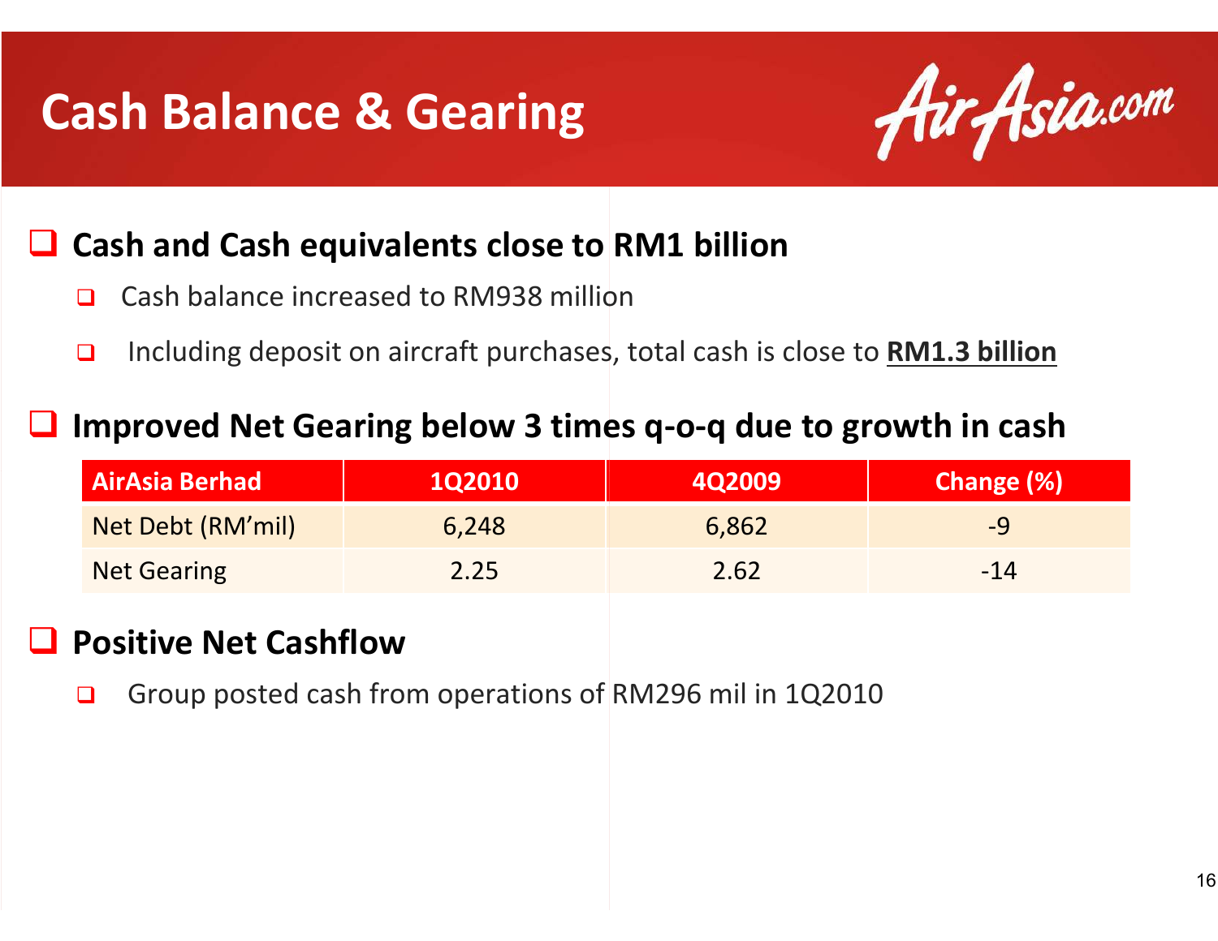# Cash Balance & Gearing

- **Cash and Cash equivalents close to RM1 billion**
  - Cash balance increased to RM938 million
  - Including deposit on aircraft purchases, total cash is close to **RM1.3 billion**

- **Improved Net Gearing below 3 times q-o-q due to growth in cash**

| AirAsia Berhad | 1Q2010 | 4Q2009 | Change (%) |
|---|---|---|---|
| Net Debt (RM'mil) | 6,248 | 6,862 | -9 |
| Net Gearing | 2.25 | 2.62 | -14 |

- **Positive Net Cashflow**
  - Group posted cash from operations of RM296 mil in 1Q2010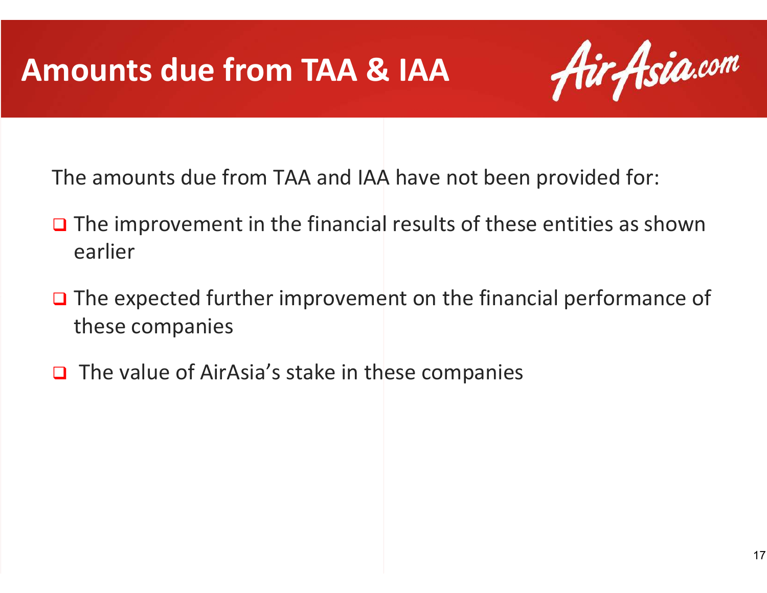# Amounts due from TAA & IAA

The amounts due from TAA and IAA have not been provided for:

- The improvement in the financial results of these entities as shown earlier
- The expected further improvement on the financial performance of these companies
- The value of AirAsia's stake in these companies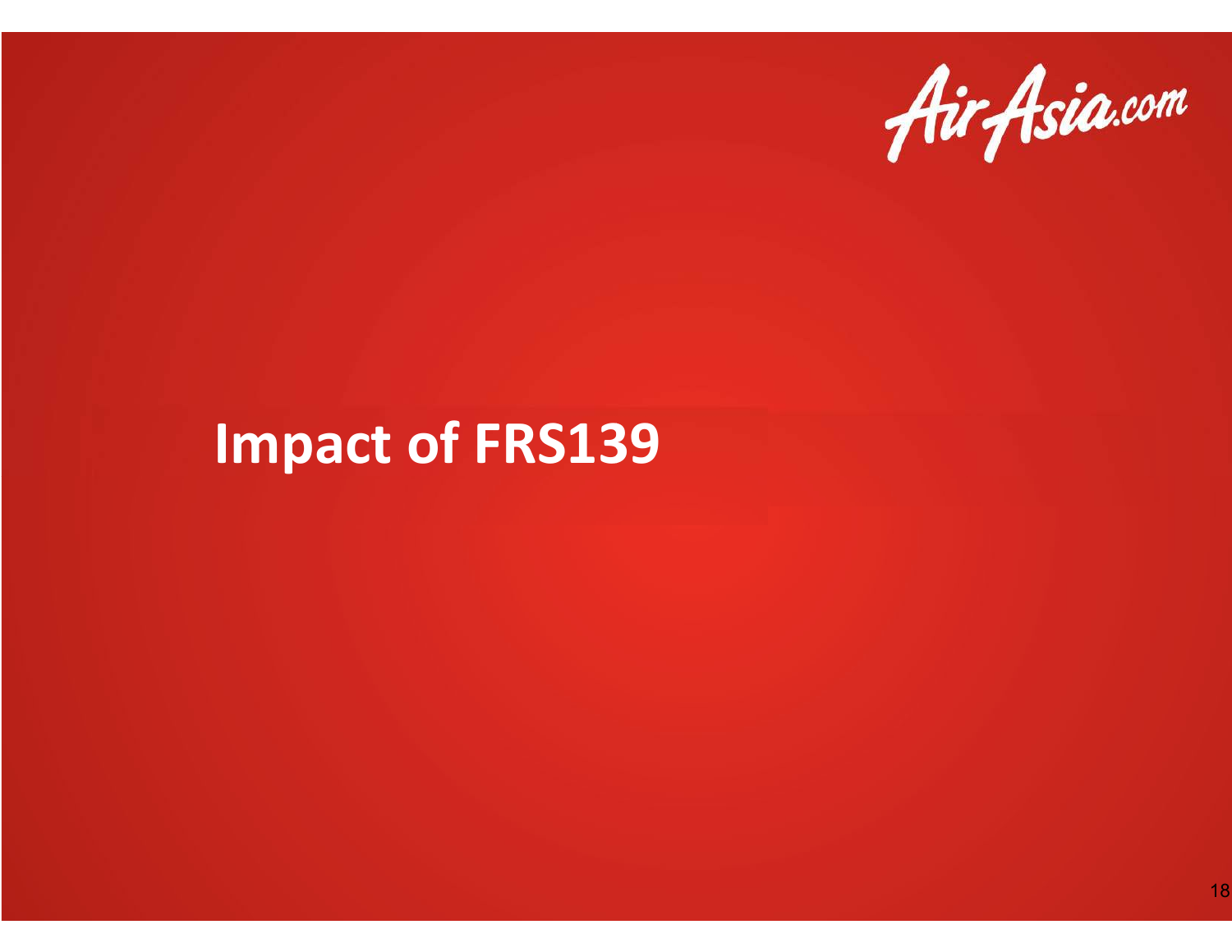# Impact of FRS139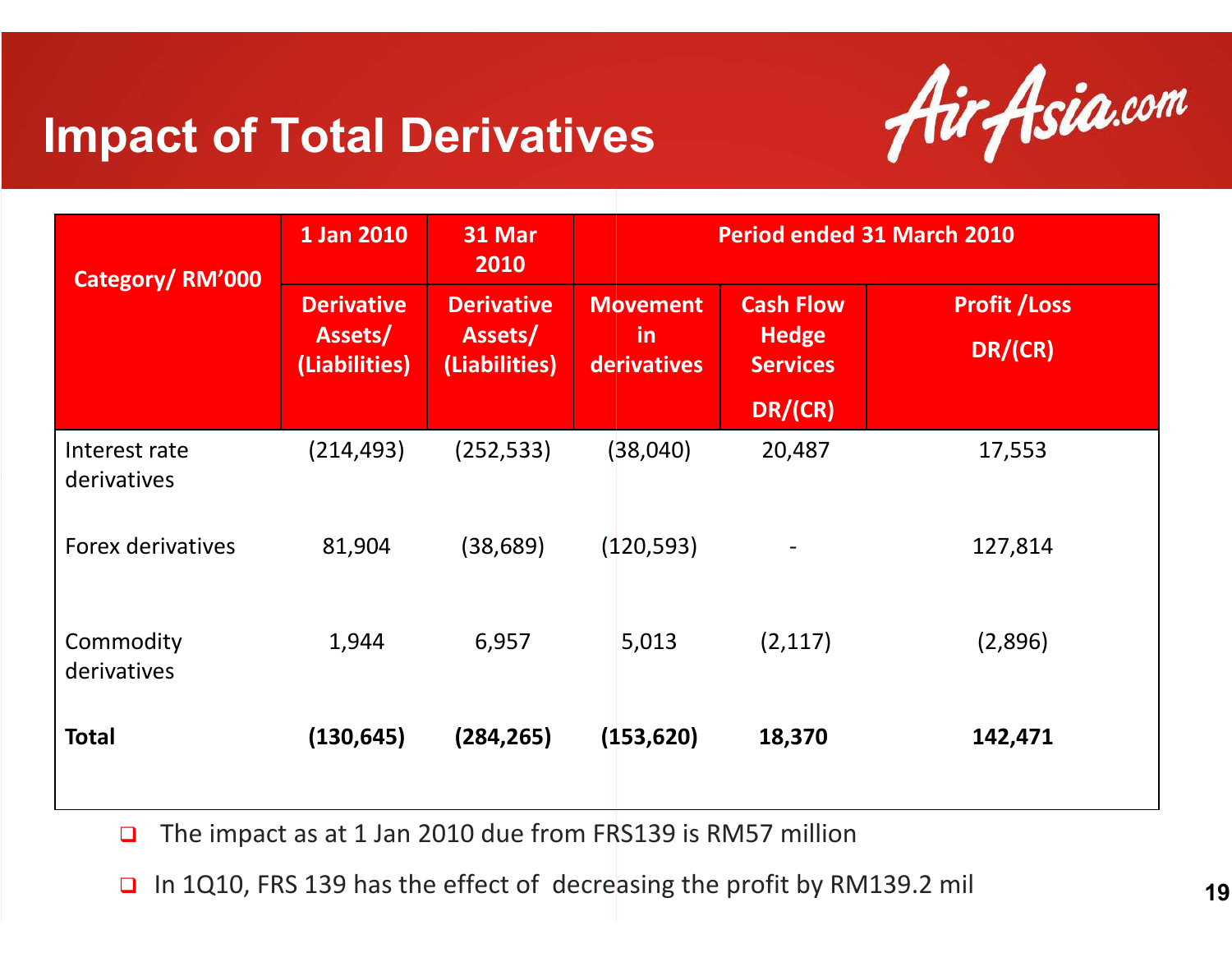# Impact of Total Derivatives

| Category/ RM'000 | 1 Jan 2010 | 31 Mar 2010 | Period ended 31 March 2010 | | |
|---|---|---|---|---|---|
| | Derivative Assets/ (Liabilities) | Derivative Assets/ (Liabilities) | Movement in derivatives | Cash Flow Hedge Services DR/(CR) | Profit /Loss DR/(CR) |
| Interest rate derivatives | (214,493) | (252,533) | (38,040) | 20,487 | 17,553 |
| Forex derivatives | 81,904 | (38,689) | (120,593) | - | 127,814 |
| Commodity derivatives | 1,944 | 6,957 | 5,013 | (2,117) | (2,896) |
| **Total** | **(130,645)** | **(284,265)** | **(153,620)** | **18,370** | **142,471** |

- The impact as at 1 Jan 2010 due from FRS139 is RM57 million
- In 1Q10, FRS 139 has the effect of decreasing the profit by RM139.2 mil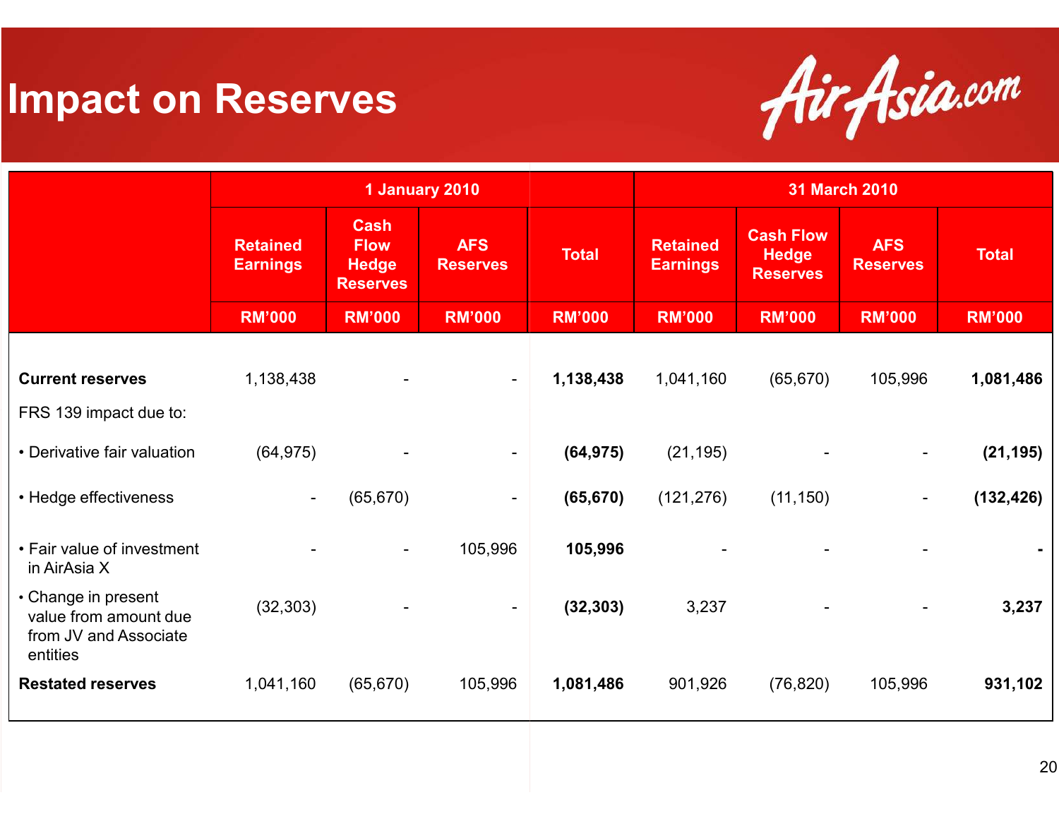# Impact on Reserves

| | 1 January 2010 | | | | 31 March 2010 | | | |
|---|---|---|---|---|---|---|---|---|
| | Retained Earnings | Cash Flow Hedge Reserves | AFS Reserves | Total | Retained Earnings | Cash Flow Hedge Reserves | AFS Reserves | Total |
| | RM'000 | RM'000 | RM'000 | RM'000 | RM'000 | RM'000 | RM'000 | RM'000 |
| **Current reserves** | 1,138,438 | - | - | **1,138,438** | 1,041,160 | (65,670) | 105,996 | **1,081,486** |
| FRS 139 impact due to: | | | | | | | | |
| • Derivative fair valuation | (64,975) | - | - | **(64,975)** | (21,195) | - | - | **(21,195)** |
| • Hedge effectiveness | - | (65,670) | - | **(65,670)** | (121,276) | (11,150) | - | **(132,426)** |
| • Fair value of investment in AirAsia X | - | - | 105,996 | **105,996** | - | - | - | **-** |
| • Change in present value from amount due from JV and Associate entities | (32,303) | - | - | **(32,303)** | 3,237 | - | - | **3,237** |
| **Restated reserves** | 1,041,160 | (65,670) | 105,996 | **1,081,486** | 901,926 | (76,820) | 105,996 | **931,102** |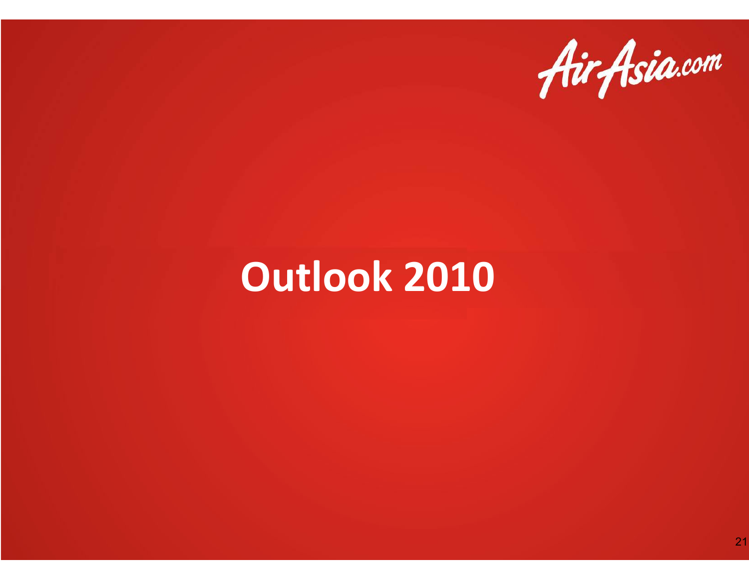# Outlook 2010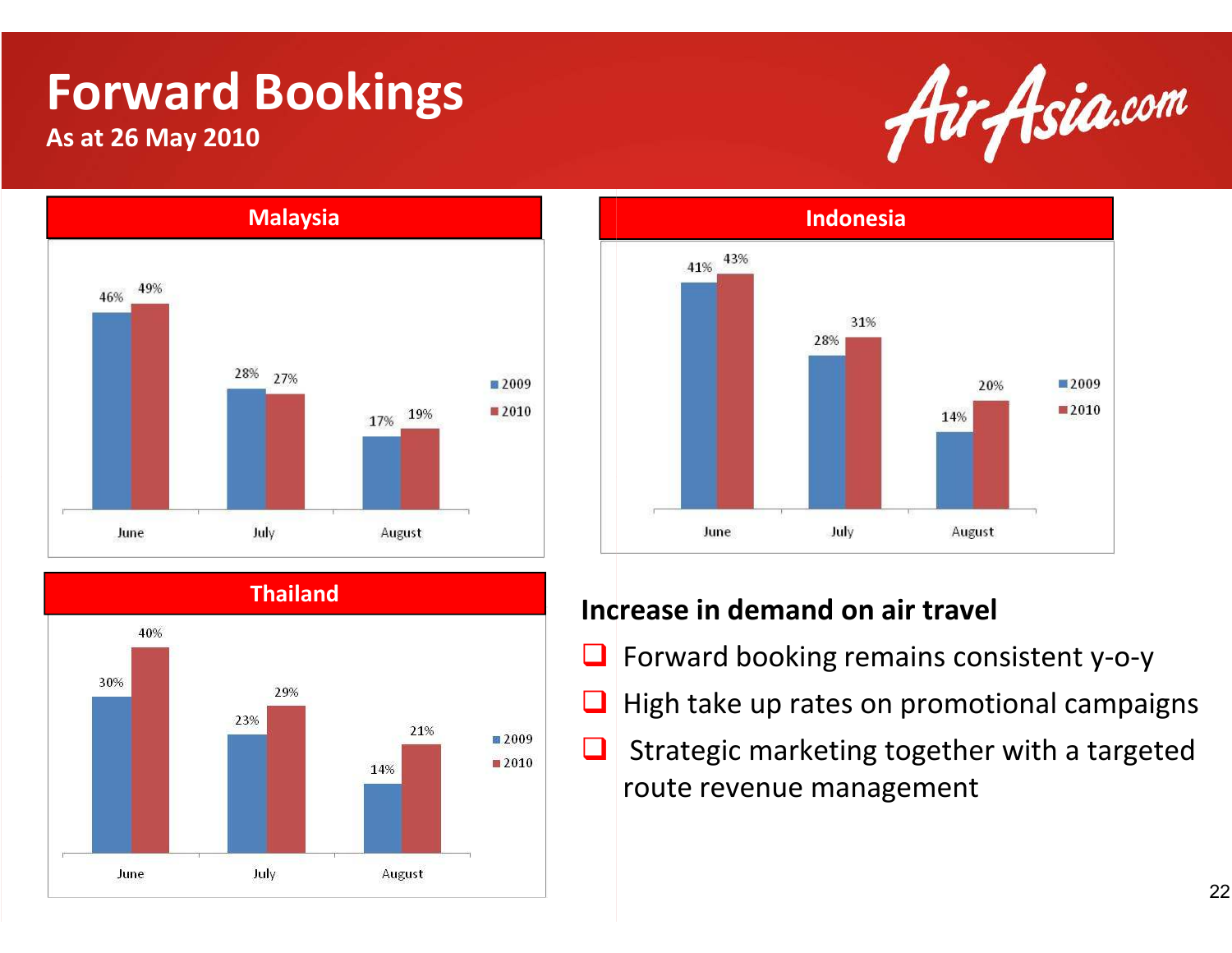# Forward Bookings

**As at 26 May 2010**

AirAsia.com

### Malaysia

| | June | July | August |
|---|---|---|---|
| 2009 | 46% | 28% | 17% |
| 2010 | 49% | 27% | 19% |

### Indonesia

| | June | July | August |
|---|---|---|---|
| 2009 | 41% | 28% | 14% |
| 2010 | 43% | 31% | 20% |

### Thailand

| | June | July | August |
|---|---|---|---|
| 2009 | 30% | 23% | 14% |
| 2010 | 40% | 29% | 21% |

**Increase in demand on air travel**

- Forward booking remains consistent y-o-y
- High take up rates on promotional campaigns
- Strategic marketing together with a targeted route revenue management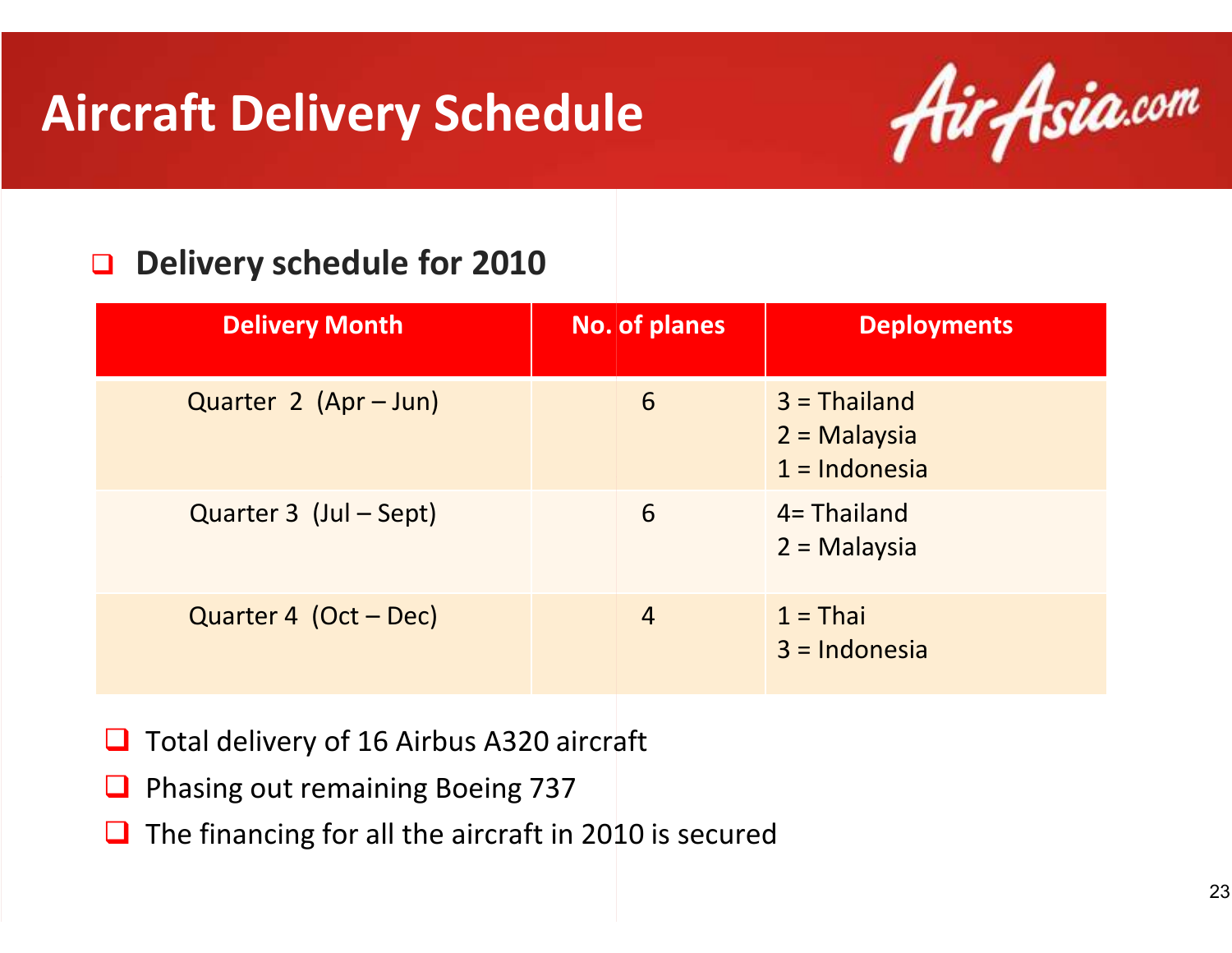# Aircraft Delivery Schedule

AirAsia.com

- **Delivery schedule for 2010**

| Delivery Month | No. of planes | Deployments |
|---|---|---|
| Quarter 2 (Apr – Jun) | 6 | 3 = Thailand<br>2 = Malaysia<br>1 = Indonesia |
| Quarter 3 (Jul – Sept) | 6 | 4= Thailand<br>2 = Malaysia |
| Quarter 4 (Oct – Dec) | 4 | 1 = Thai<br>3 = Indonesia |

- Total delivery of 16 Airbus A320 aircraft
- Phasing out remaining Boeing 737
- The financing for all the aircraft in 2010 is secured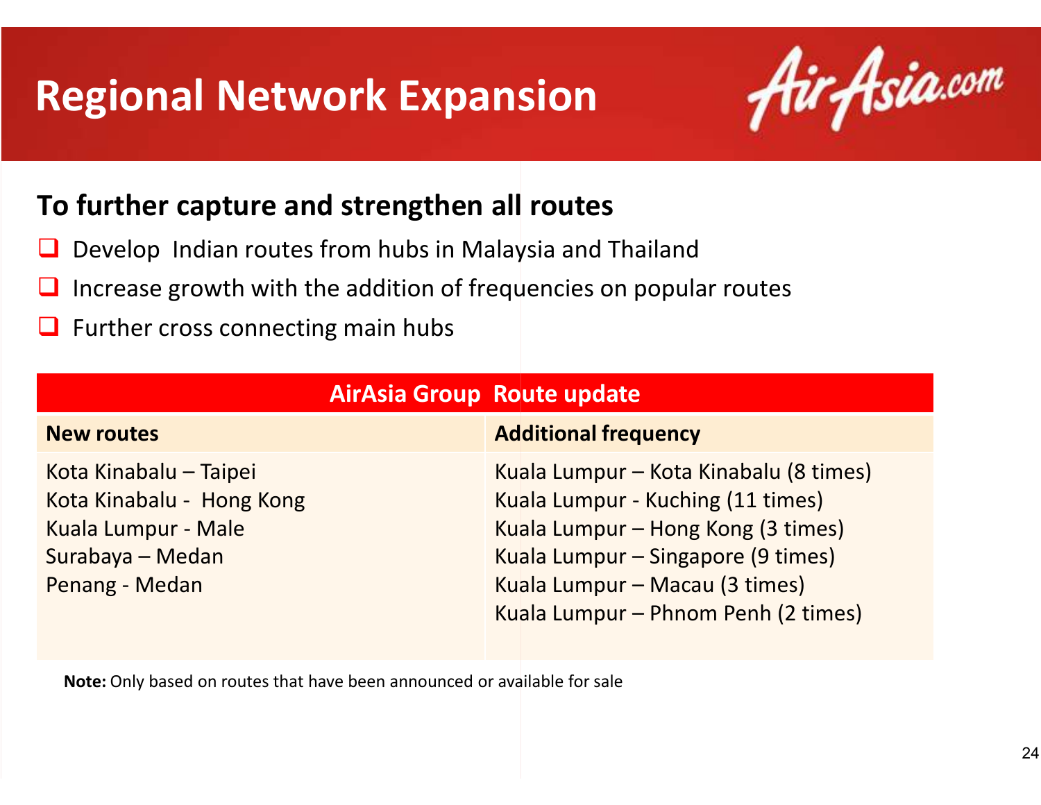# Regional Network Expansion

AirAsia.com

## To further capture and strengthen all routes

- Develop Indian routes from hubs in Malaysia and Thailand
- Increase growth with the addition of frequencies on popular routes
- Further cross connecting main hubs

| AirAsia Group Route update | |
|---|---|
| **New routes** | **Additional frequency** |
| Kota Kinabalu – Taipei<br>Kota Kinabalu - Hong Kong<br>Kuala Lumpur - Male<br>Surabaya – Medan<br>Penang - Medan | Kuala Lumpur – Kota Kinabalu (8 times)<br>Kuala Lumpur - Kuching (11 times)<br>Kuala Lumpur – Hong Kong (3 times)<br>Kuala Lumpur – Singapore (9 times)<br>Kuala Lumpur – Macau (3 times)<br>Kuala Lumpur – Phnom Penh (2 times) |

**Note:** Only based on routes that have been announced or available for sale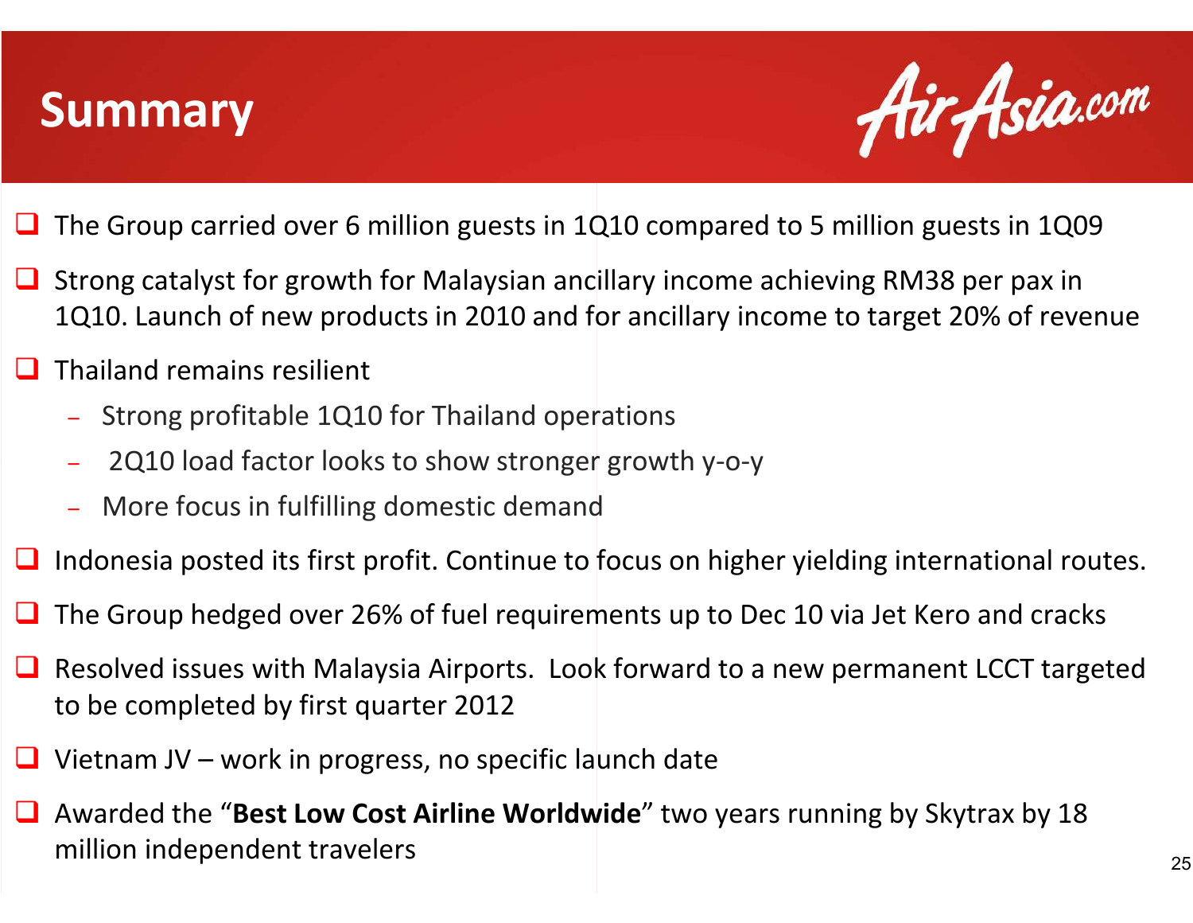# Summary

- The Group carried over 6 million guests in 1Q10 compared to 5 million guests in 1Q09
- Strong catalyst for growth for Malaysian ancillary income achieving RM38 per pax in 1Q10. Launch of new products in 2010 and for ancillary income to target 20% of revenue
- Thailand remains resilient
  - Strong profitable 1Q10 for Thailand operations
  - 2Q10 load factor looks to show stronger growth y-o-y
  - More focus in fulfilling domestic demand
- Indonesia posted its first profit. Continue to focus on higher yielding international routes.
- The Group hedged over 26% of fuel requirements up to Dec 10 via Jet Kero and cracks
- Resolved issues with Malaysia Airports. Look forward to a new permanent LCCT targeted to be completed by first quarter 2012
- Vietnam JV – work in progress, no specific launch date
- Awarded the "**Best Low Cost Airline Worldwide**" two years running by Skytrax by 18 million independent travelers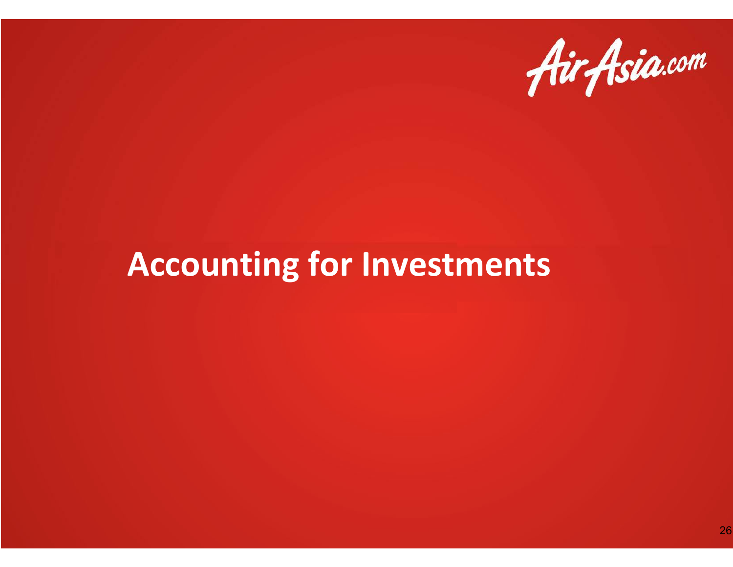# Accounting for Investments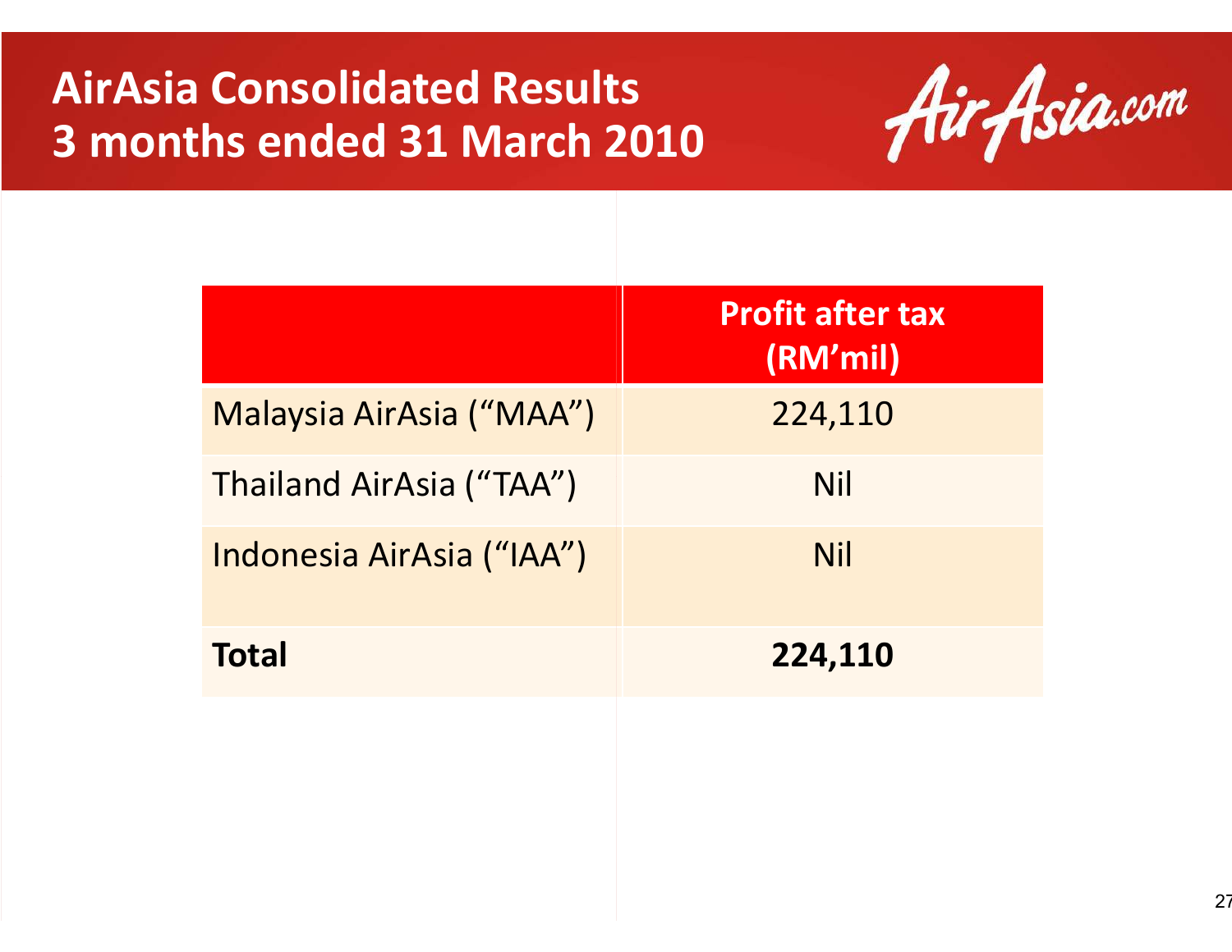# AirAsia Consolidated Results
# 3 months ended 31 March 2010

| | Profit after tax (RM'mil) |
|---|---|
| Malaysia AirAsia ("MAA") | 224,110 |
| Thailand AirAsia ("TAA") | Nil |
| Indonesia AirAsia ("IAA") | Nil |
| **Total** | **224,110** |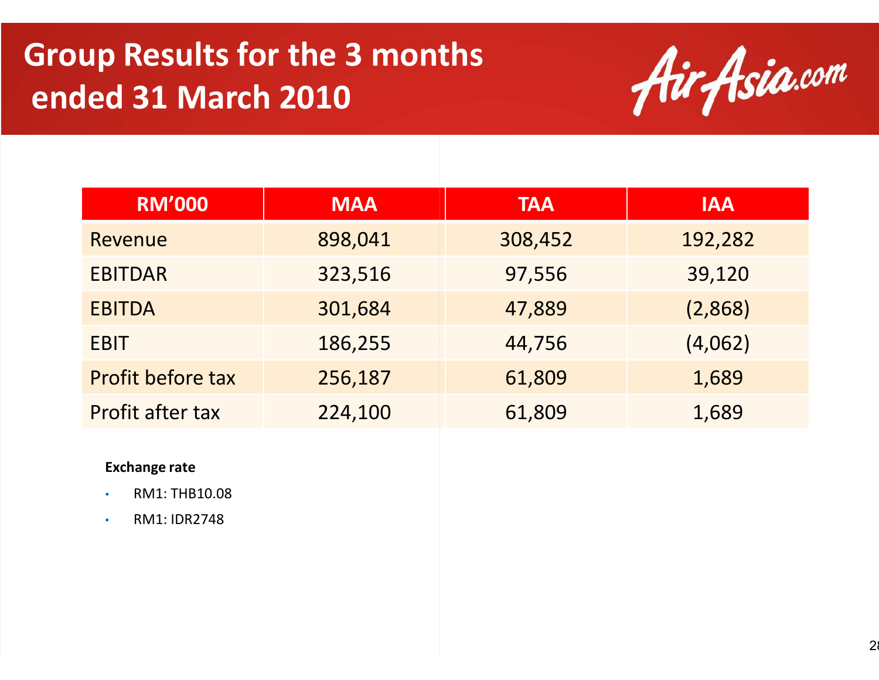# Group Results for the 3 months ended 31 March 2010

| RM'000 | MAA | TAA | IAA |
|---|---|---|---|
| Revenue | 898,041 | 308,452 | 192,282 |
| EBITDAR | 323,516 | 97,556 | 39,120 |
| EBITDA | 301,684 | 47,889 | (2,868) |
| EBIT | 186,255 | 44,756 | (4,062) |
| Profit before tax | 256,187 | 61,809 | 1,689 |
| Profit after tax | 224,100 | 61,809 | 1,689 |

**Exchange rate**

- RM1: THB10.08
- RM1: IDR2748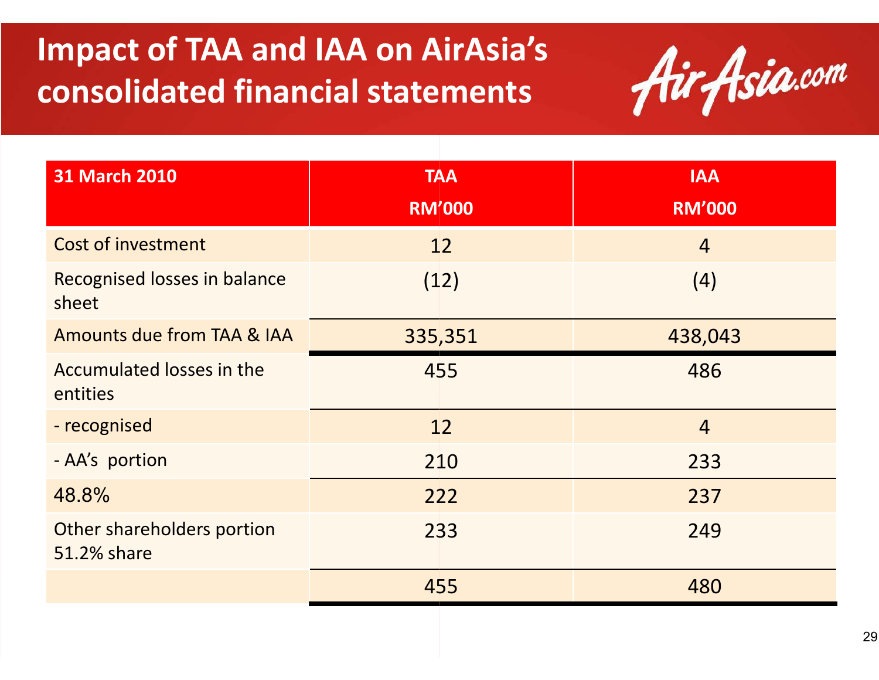# Impact of TAA and IAA on AirAsia's consolidated financial statements

| 31 March 2010 | TAA<br>RM'000 | IAA<br>RM'000 |
|---|---|---|
| Cost of investment | 12 | 4 |
| Recognised losses in balance sheet | (12) | (4) |
| Amounts due from TAA & IAA | 335,351 | 438,043 |
| Accumulated losses in the entities | 455 | 486 |
| - recognised | 12 | 4 |
| - AA's portion | 210 | 233 |
| 48.8% | 222 | 237 |
| Other shareholders portion 51.2% share | 233 | 249 |
| | 455 | 480 |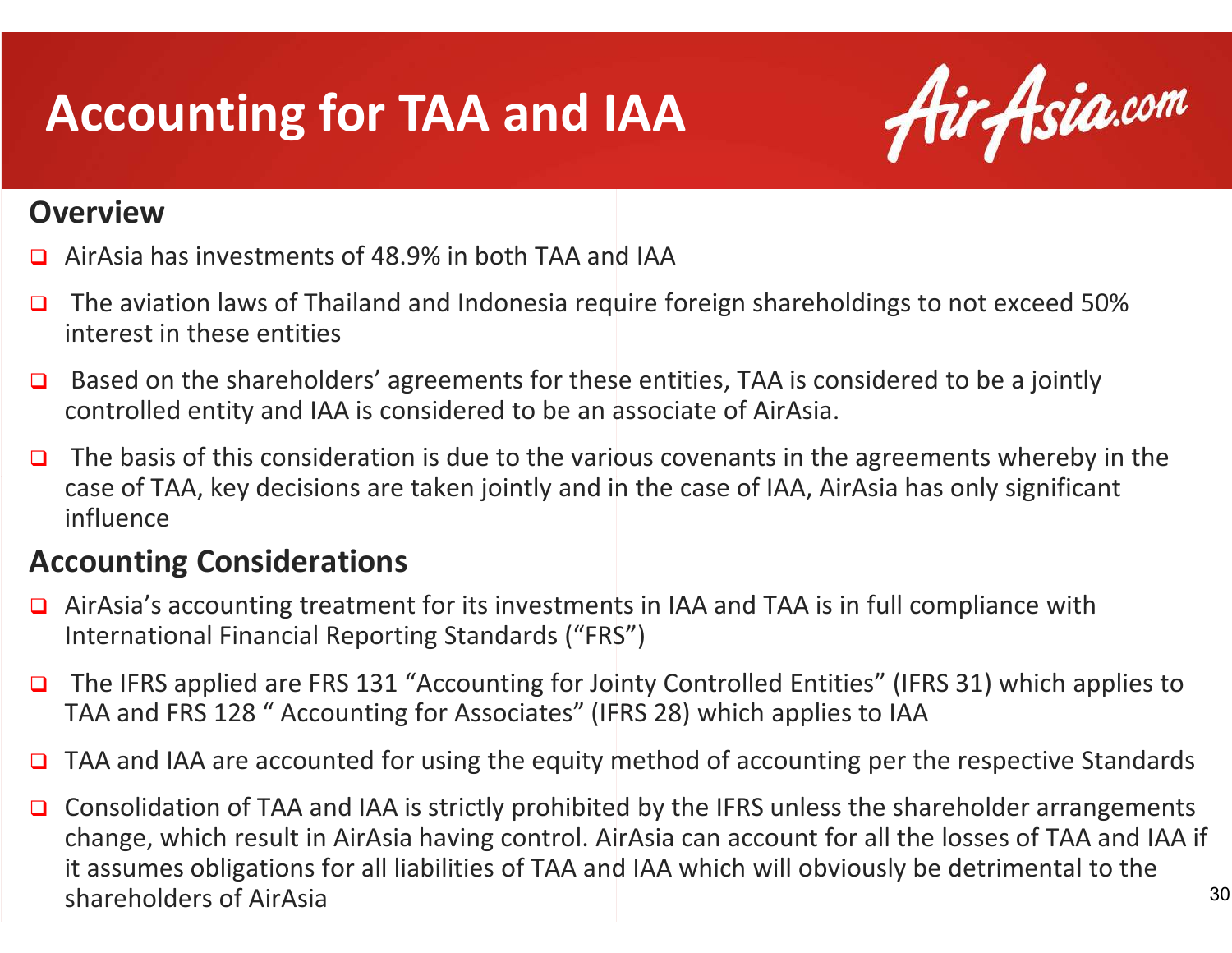# Accounting for TAA and IAA

AirAsia.com

## Overview

- AirAsia has investments of 48.9% in both TAA and IAA
- The aviation laws of Thailand and Indonesia require foreign shareholdings to not exceed 50% interest in these entities
- Based on the shareholders' agreements for these entities, TAA is considered to be a jointly controlled entity and IAA is considered to be an associate of AirAsia.
- The basis of this consideration is due to the various covenants in the agreements whereby in the case of TAA, key decisions are taken jointly and in the case of IAA, AirAsia has only significant influence

## Accounting Considerations

- AirAsia's accounting treatment for its investments in IAA and TAA is in full compliance with International Financial Reporting Standards ("FRS")
- The IFRS applied are FRS 131 "Accounting for Jointy Controlled Entities" (IFRS 31) which applies to TAA and FRS 128 " Accounting for Associates" (IFRS 28) which applies to IAA
- TAA and IAA are accounted for using the equity method of accounting per the respective Standards
- Consolidation of TAA and IAA is strictly prohibited by the IFRS unless the shareholder arrangements change, which result in AirAsia having control. AirAsia can account for all the losses of TAA and IAA if it assumes obligations for all liabilities of TAA and IAA which will obviously be detrimental to the shareholders of AirAsia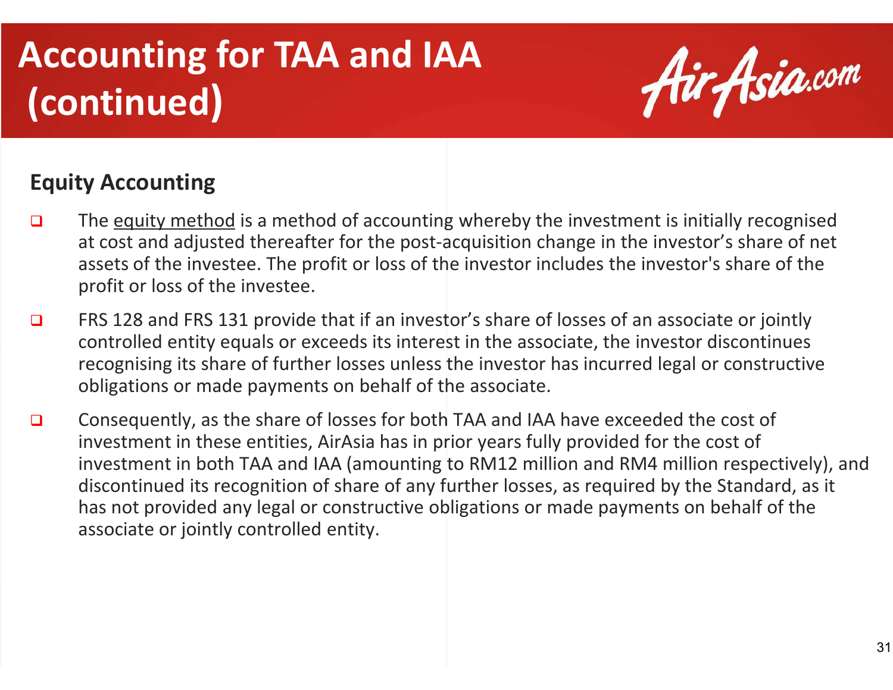# Accounting for TAA and IAA (continued)

## Equity Accounting

- The equity method is a method of accounting whereby the investment is initially recognised at cost and adjusted thereafter for the post-acquisition change in the investor's share of net assets of the investee. The profit or loss of the investor includes the investor's share of the profit or loss of the investee.
- FRS 128 and FRS 131 provide that if an investor's share of losses of an associate or jointly controlled entity equals or exceeds its interest in the associate, the investor discontinues recognising its share of further losses unless the investor has incurred legal or constructive obligations or made payments on behalf of the associate.
- Consequently, as the share of losses for both TAA and IAA have exceeded the cost of investment in these entities, AirAsia has in prior years fully provided for the cost of investment in both TAA and IAA (amounting to RM12 million and RM4 million respectively), and discontinued its recognition of share of any further losses, as required by the Standard, as it has not provided any legal or constructive obligations or made payments on behalf of the associate or jointly controlled entity.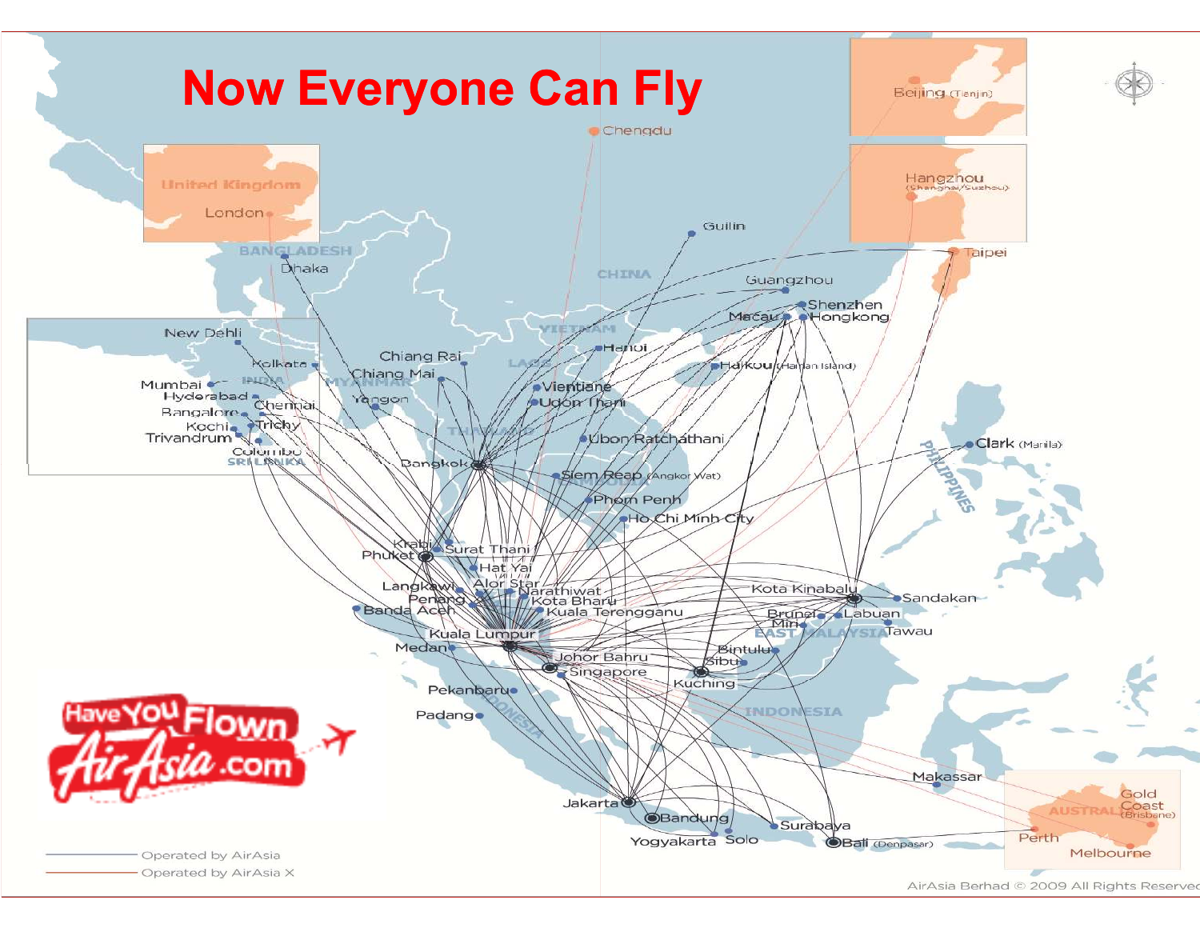# Now Everyone Can Fly

United Kingdom
London

Beijing (Tianjin)

Chengdu

Hangzhou (Shanghai/Suzhou)

Taipei

BANGLADESH
Dhaka

Guilin

CHINA

Guangzhou
Shenzhen
Macau
Hongkong

New Dehli
Kolkata
INDIA
Mumbai
Hyderabad
Chennai
Bangalore
Kochi
Trichy
Trivandrum
Colombo
SRI LANKA

Chiang Rai
Chiang Mai
MYANMAR
Yangon
LAOS
VIETNAM
Hanoi
Haikou (Hainan Island)
Vientiane
Udon Thani
THAILAND
Ubon Ratchathani
Bangkok
Siem Reap (Angkor Wat)
CAMBODIA
Phnom Penh
Ho Chi Minh City

Clark (Manila)
PHILIPPINES

Krabi
Phuket
Surat Thani
Hat Yai
Langkawi
Alor Star
Narathiwat
Penang
Kota Bharu
Banda Aceh
Kuala Terengganu
Kuala Lumpur
Medan
Johor Bahru
Singapore

Kota Kinabalu
Sandakan
Brunei
Labuan
Miri
EAST MALAYSIA
Tawau
Bintulu
Sibu
Kuching

Pekanbaru
Padang
INDONESIA

Makassar

Jakarta
Bandung
Yogyakarta
Solo
Surabaya
Bali (Denpasar)

AUSTRALIA
Gold Coast (Brisbane)
Perth
Melbourne

Have You Flown AirAsia.com

Operated by AirAsia
Operated by AirAsia X

AirAsia Berhad © 2009 All Rights Reserved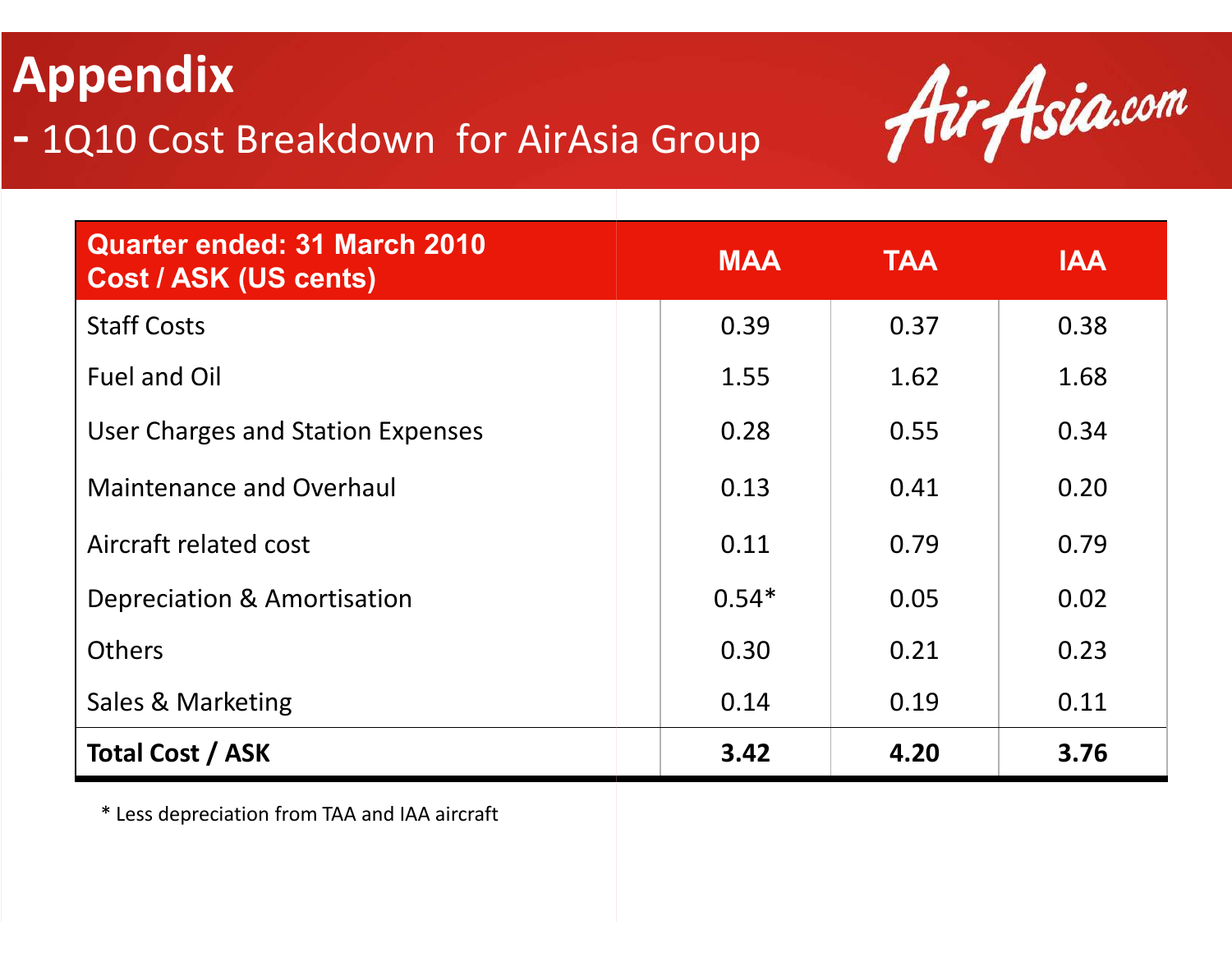# Appendix

## - 1Q10 Cost Breakdown for AirAsia Group

| Quarter ended: 31 March 2010<br>Cost / ASK (US cents) | MAA | TAA | IAA |
|---|---|---|---|
| Staff Costs | 0.39 | 0.37 | 0.38 |
| Fuel and Oil | 1.55 | 1.62 | 1.68 |
| User Charges and Station Expenses | 0.28 | 0.55 | 0.34 |
| Maintenance and Overhaul | 0.13 | 0.41 | 0.20 |
| Aircraft related cost | 0.11 | 0.79 | 0.79 |
| Depreciation & Amortisation | 0.54* | 0.05 | 0.02 |
| Others | 0.30 | 0.21 | 0.23 |
| Sales & Marketing | 0.14 | 0.19 | 0.11 |
| **Total Cost / ASK** | **3.42** | **4.20** | **3.76** |

* Less depreciation from TAA and IAA aircraft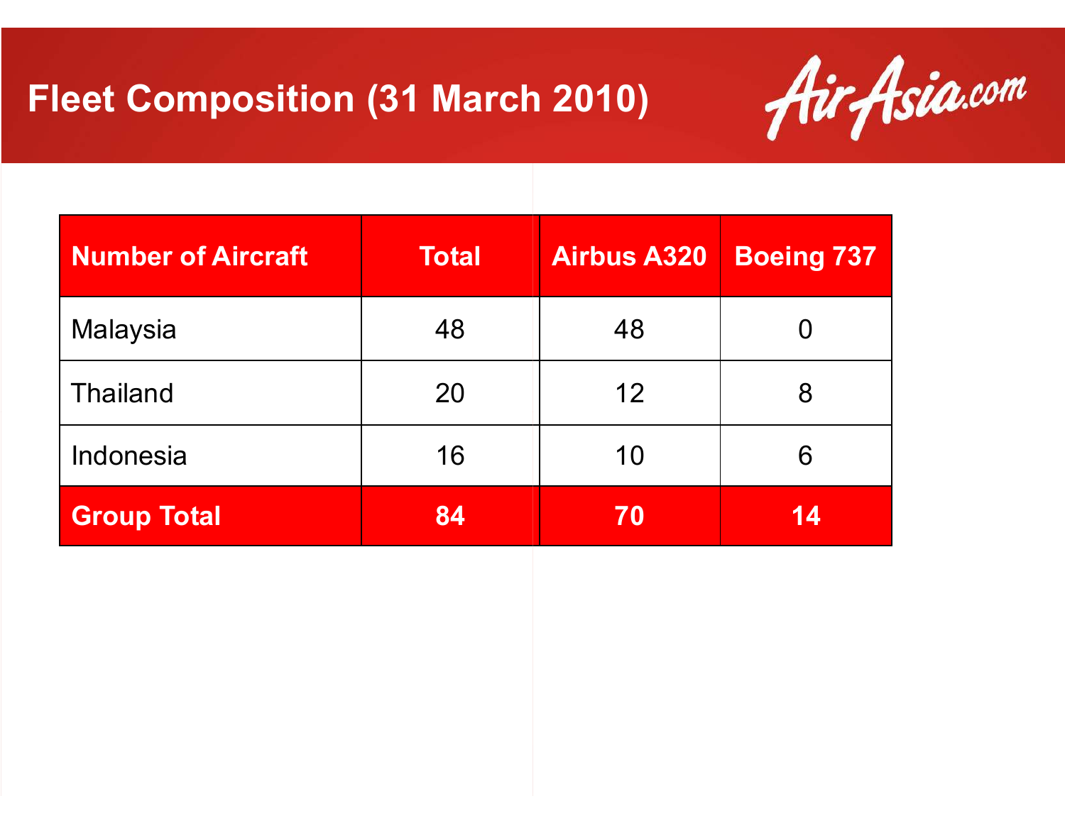# Fleet Composition (31 March 2010)

AirAsia.com

| Number of Aircraft | Total | Airbus A320 | Boeing 737 |
|---|---|---|---|
| Malaysia | 48 | 48 | 0 |
| Thailand | 20 | 12 | 8 |
| Indonesia | 16 | 10 | 6 |
| **Group Total** | **84** | **70** | **14** |